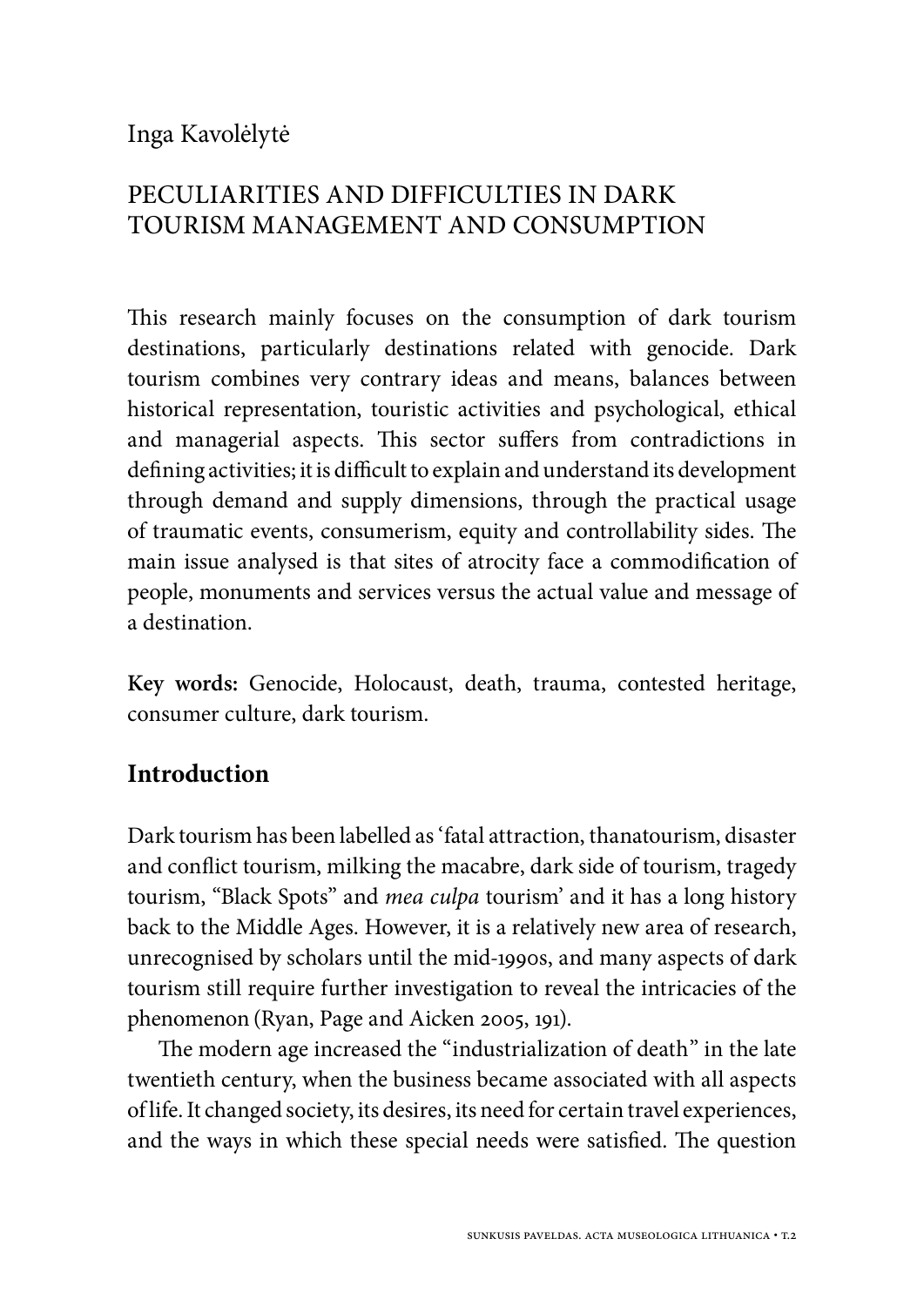Inga Kavolėlytė

# PECULIARITIES AND DIFFICULTIES IN DARK TOURISM MANAGEMENT AND CONSUMPTION

This research mainly focuses on the consumption of dark tourism destinations, particularly destinations related with genocide. Dark tourism combines very contrary ideas and means, balances between historical representation, touristic activities and psychological, ethical and managerial aspects. This sector suffers from contradictions in defining activities; it is difficult to explain and understand its development through demand and supply dimensions, through the practical usage of traumatic events, consumerism, equity and controllability sides. The main issue analysed is that sites of atrocity face a commodification of people, monuments and services versus the actual value and message of a destination.

**Key words:** Genocide, Holocaust, death, trauma, contested heritage, consumer culture, dark tourism.

## Introduction

Dark tourism has been labelled as 'fatal attraction, thanatourism, disaster and conflict tourism, milking the macabre, dark side of tourism, tragedy tourism, "Black Spots" and *mea culpa* tourism' and it has a long history back to the Middle Ages. However, it is a relatively new area of research, unrecognised by scholars until the mid-1990s, and many aspects of dark tourism still require further investigation to reveal the intricacies of the phenomenon (Ryan, Page and Aicken 2005, 191).

The modern age increased the "industrialization of death" in the late twentieth century, when the business became associated with all aspects of life. It changed society, its desires, its need for certain travel experiences, and the ways in which these special needs were satisfied. The question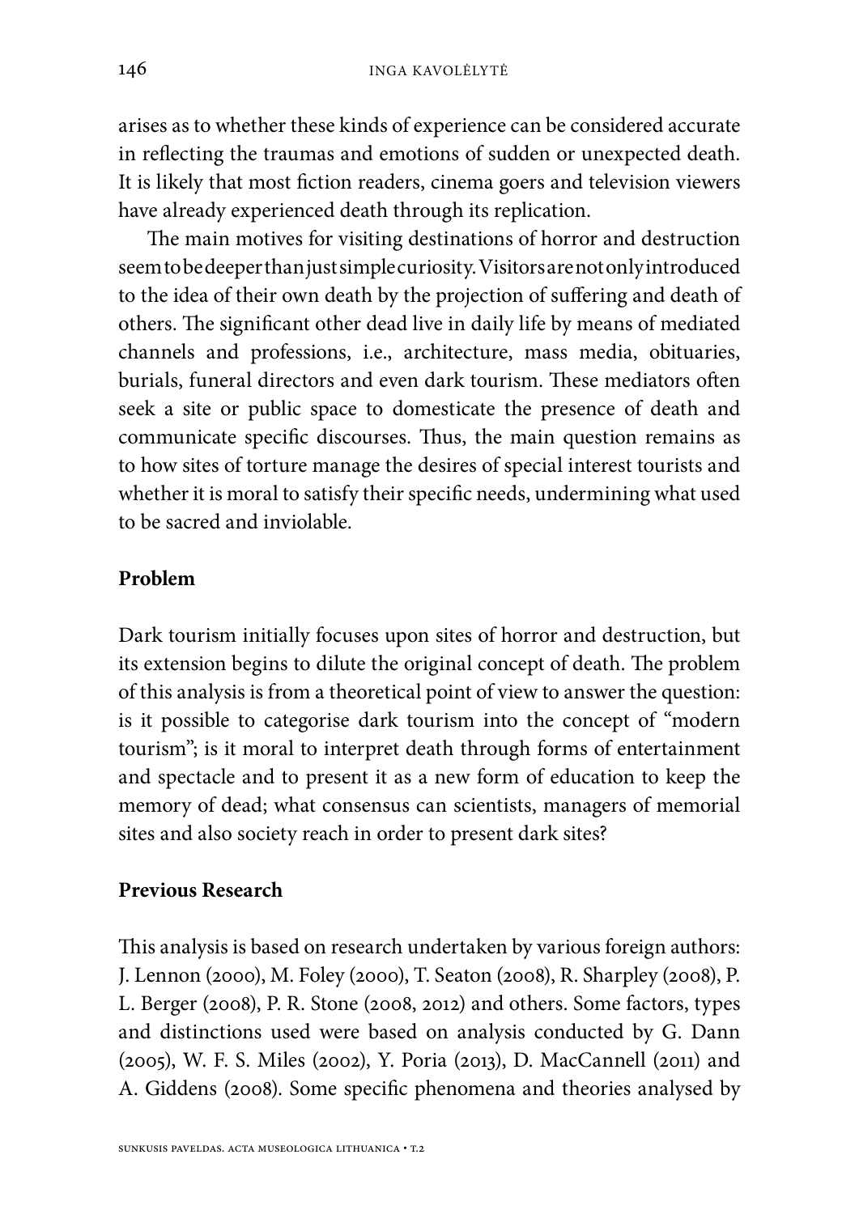arises as to whether these kinds of experience can be considered accurate in reflecting the traumas and emotions of sudden or unexpected death. It is likely that most fiction readers, cinema goers and television viewers have already experienced death through its replication.

The main motives for visiting destinations of horror and destruction seem to be deeper than just simple curiosity. Visitors are not only introduced to the idea of their own death by the projection of suffering and death of others. The significant other dead live in daily life by means of mediated channels and professions, i.e., architecture, mass media, obituaries, burials, funeral directors and even dark tourism. These mediators often seek a site or public space to domesticate the presence of death and communicate specific discourses. Thus, the main question remains as to how sites of torture manage the desires of special interest tourists and whether it is moral to satisfy their specific needs, undermining what used to be sacred and inviolable.

**Problem**

Dark tourism initially focuses upon sites of horror and destruction, but its extension begins to dilute the original concept of death. The problem of this analysis is from a theoretical point of view to answer the question: is it possible to categorise dark tourism into the concept of "modern tourism"; is it moral to interpret death through forms of entertainment and spectacle and to present it as a new form of education to keep the memory of dead; what consensus can scientists, managers of memorial sites and also society reach in order to present dark sites?

**Previous Research**

This analysis is based on research undertaken by various foreign authors: J. Lennon (2000), M. Foley (2000), T. Seaton (2008), R. Sharpley (2008), P. L. Berger (2008), P. R. Stone (2008, 2012) and others. Some factors, types and distinctions used were based on analysis conducted by G. Dann (2005), W. F. S. Miles (2002), Y. Poria (2013), D. MacCannell (2011) and A. Giddens (2008). Some specific phenomena and theories analysed by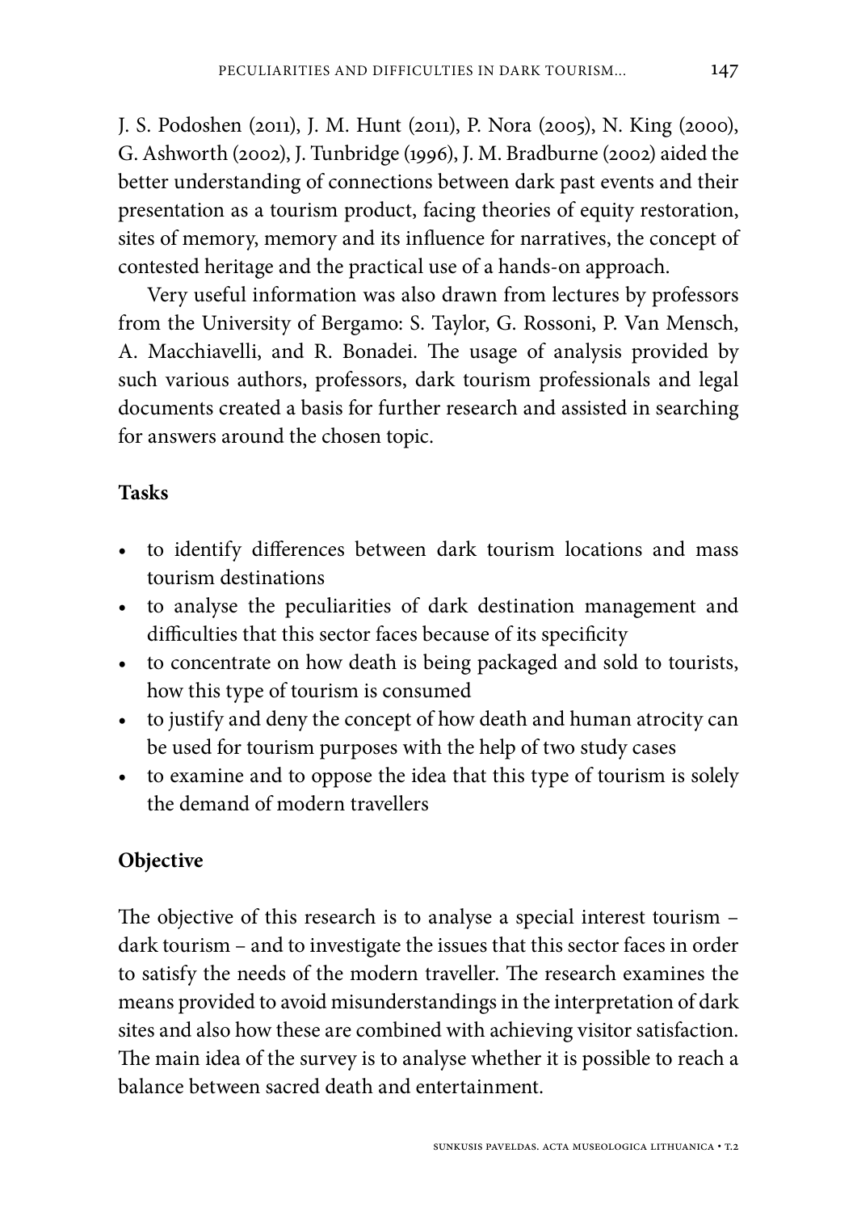J. S. Podoshen (2011), J. M. Hunt (2011), P. Nora (2005), N. King (2000), G. Ashworth (2002), J. Tunbridge (1996), J. M. Bradburne (2002) aided the better understanding of connections between dark past events and their presentation as a tourism product, facing theories of equity restoration, sites of memory, memory and its influence for narratives, the concept of contested heritage and the practical use of a hands-on approach.

Very useful information was also drawn from lectures by professors from the University of Bergamo: S. Taylor, G. Rossoni, P. Van Mensch, A. Macchiavelli, and R. Bonadei. The usage of analysis provided by such various authors, professors, dark tourism professionals and legal documents created a basis for further research and assisted in searching for answers around the chosen topic.

**Tasks**

- to identify differences between dark tourism locations and mass tourism destinations
- to analyse the peculiarities of dark destination management and difficulties that this sector faces because of its specificity
- to concentrate on how death is being packaged and sold to tourists, how this type of tourism is consumed
- to justify and deny the concept of how death and human atrocity can be used for tourism purposes with the help of two study cases
- to examine and to oppose the idea that this type of tourism is solely the demand of modern travellers

**Objective**

The objective of this research is to analyse a special interest tourism – dark tourism – and to investigate the issues that this sector faces in order to satisfy the needs of the modern traveller. The research examines the means provided to avoid misunderstandings in the interpretation of dark sites and also how these are combined with achieving visitor satisfaction. The main idea of the survey is to analyse whether it is possible to reach a balance between sacred death and entertainment.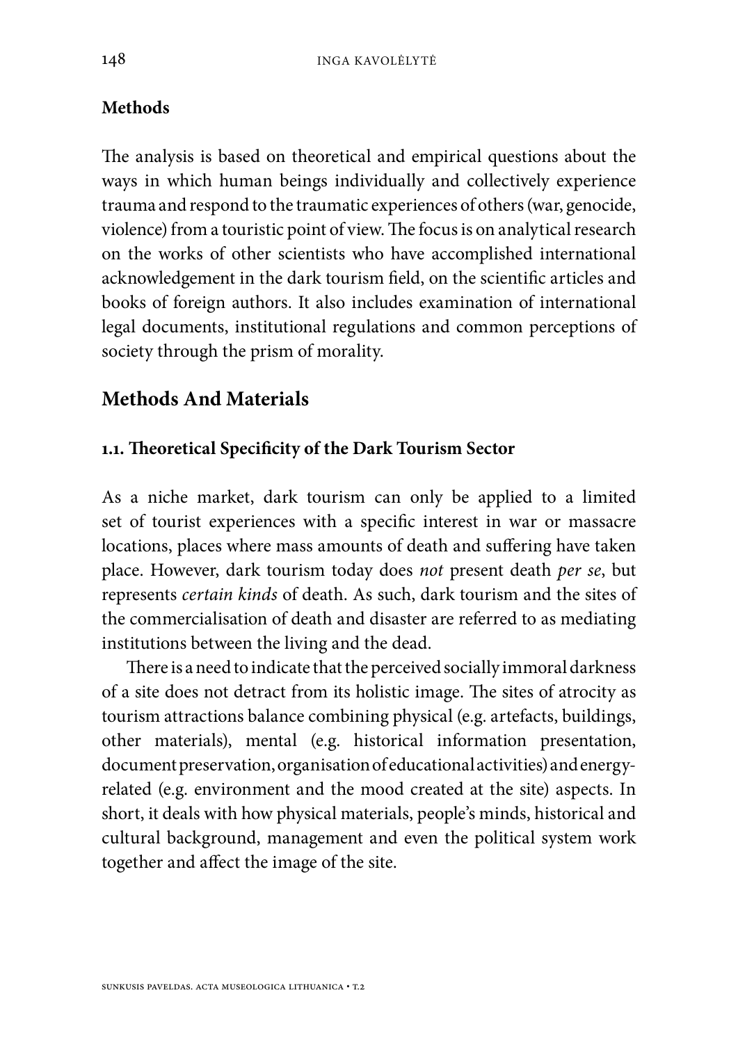**Methods**

The analysis is based on theoretical and empirical questions about the ways in which human beings individually and collectively experience trauma and respond to the traumatic experiences of others (war, genocide, violence) from a touristic point of view. The focus is on analytical research on the works of other scientists who have accomplished international acknowledgement in the dark tourism field, on the scientific articles and books of foreign authors. It also includes examination of international legal documents, institutional regulations and common perceptions of society through the prism of morality.

## Methods And Materials

### 1.1. Theoretical Specificity of the Dark Tourism Sector

As a niche market, dark tourism can only be applied to a limited set of tourist experiences with a specific interest in war or massacre locations, places where mass amounts of death and suffering have taken place. However, dark tourism today does *not* present death *per se*, but represents *certain kinds* of death. As such, dark tourism and the sites of the commercialisation of death and disaster are referred to as mediating institutions between the living and the dead.

There is a need to indicate that the perceived socially immoral darkness of a site does not detract from its holistic image. The sites of atrocity as tourism attractions balance combining physical (e.g. artefacts, buildings, other materials), mental (e.g. historical information presentation, document preservation, organisation of educational activities) and energy-related (e.g. environment and the mood created at the site) aspects. In short, it deals with how physical materials, people's minds, historical and cultural background, management and even the political system work together and affect the image of the site.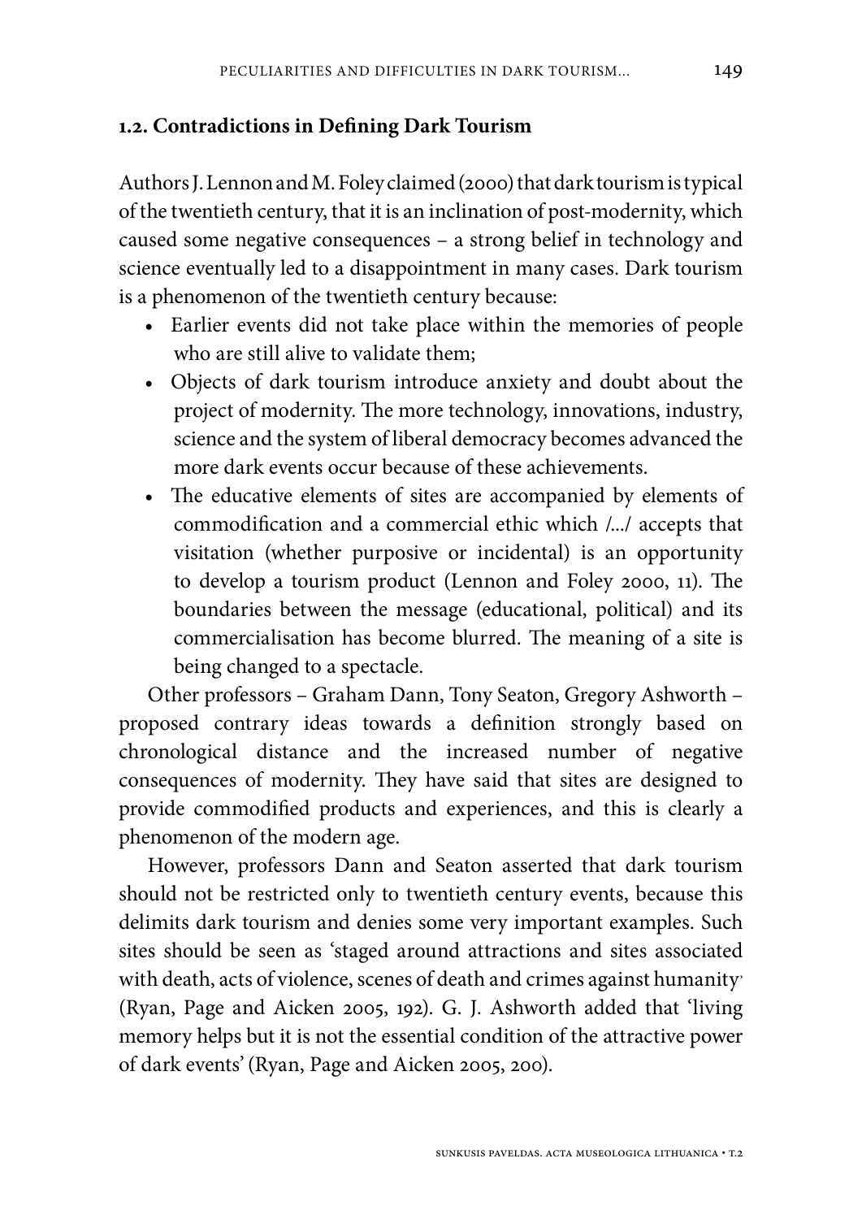### 1.2. Contradictions in Defining Dark Tourism

Authors J. Lennon and M. Foley claimed (2000) that dark tourism is typical of the twentieth century, that it is an inclination of post-modernity, which caused some negative consequences – a strong belief in technology and science eventually led to a disappointment in many cases. Dark tourism is a phenomenon of the twentieth century because:

- Earlier events did not take place within the memories of people who are still alive to validate them;
- Objects of dark tourism introduce anxiety and doubt about the project of modernity. The more technology, innovations, industry, science and the system of liberal democracy becomes advanced the more dark events occur because of these achievements.
- The educative elements of sites are accompanied by elements of commodification and a commercial ethic which /.../ accepts that visitation (whether purposive or incidental) is an opportunity to develop a tourism product (Lennon and Foley 2000, 11). The boundaries between the message (educational, political) and its commercialisation has become blurred. The meaning of a site is being changed to a spectacle.

Other professors – Graham Dann, Tony Seaton, Gregory Ashworth – proposed contrary ideas towards a definition strongly based on chronological distance and the increased number of negative consequences of modernity. They have said that sites are designed to provide commodified products and experiences, and this is clearly a phenomenon of the modern age.

However, professors Dann and Seaton asserted that dark tourism should not be restricted only to twentieth century events, because this delimits dark tourism and denies some very important examples. Such sites should be seen as 'staged around attractions and sites associated with death, acts of violence, scenes of death and crimes against humanity' (Ryan, Page and Aicken 2005, 192). G. J. Ashworth added that 'living memory helps but it is not the essential condition of the attractive power of dark events' (Ryan, Page and Aicken 2005, 200).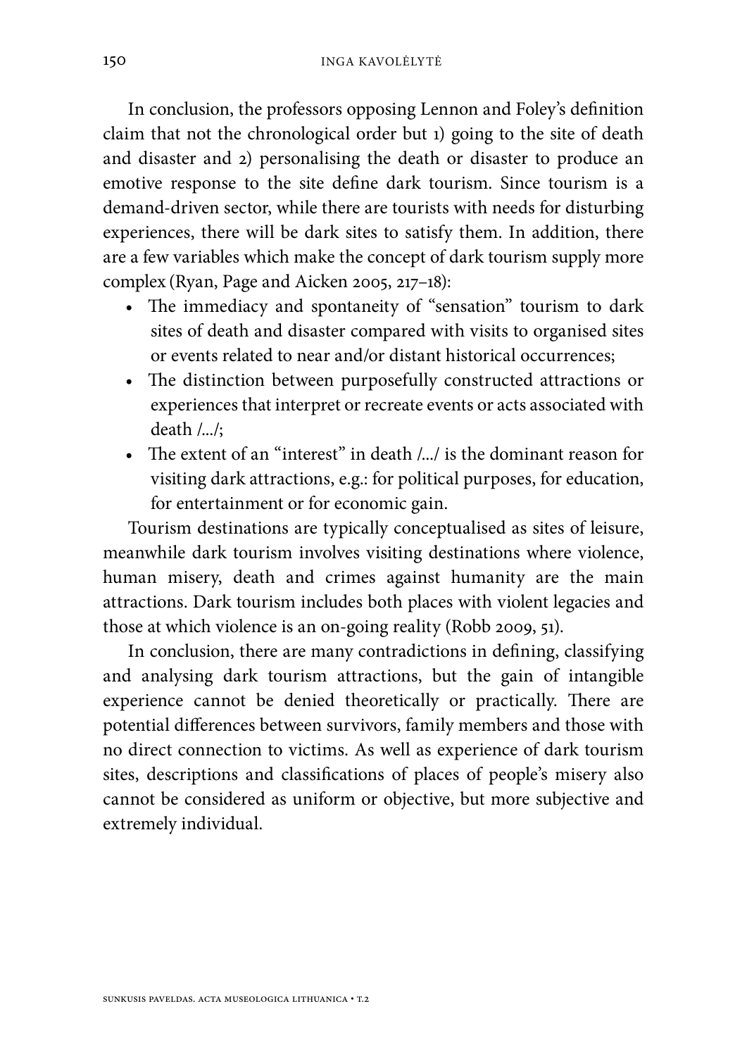In conclusion, the professors opposing Lennon and Foley's definition claim that not the chronological order but 1) going to the site of death and disaster and 2) personalising the death or disaster to produce an emotive response to the site define dark tourism. Since tourism is a demand-driven sector, while there are tourists with needs for disturbing experiences, there will be dark sites to satisfy them. In addition, there are a few variables which make the concept of dark tourism supply more complex (Ryan, Page and Aicken 2005, 217–18):

- The immediacy and spontaneity of "sensation" tourism to dark sites of death and disaster compared with visits to organised sites or events related to near and/or distant historical occurrences;
- The distinction between purposefully constructed attractions or experiences that interpret or recreate events or acts associated with death /.../;
- The extent of an "interest" in death /.../ is the dominant reason for visiting dark attractions, e.g.: for political purposes, for education, for entertainment or for economic gain.

Tourism destinations are typically conceptualised as sites of leisure, meanwhile dark tourism involves visiting destinations where violence, human misery, death and crimes against humanity are the main attractions. Dark tourism includes both places with violent legacies and those at which violence is an on-going reality (Robb 2009, 51).

In conclusion, there are many contradictions in defining, classifying and analysing dark tourism attractions, but the gain of intangible experience cannot be denied theoretically or practically. There are potential differences between survivors, family members and those with no direct connection to victims. As well as experience of dark tourism sites, descriptions and classifications of places of people's misery also cannot be considered as uniform or objective, but more subjective and extremely individual.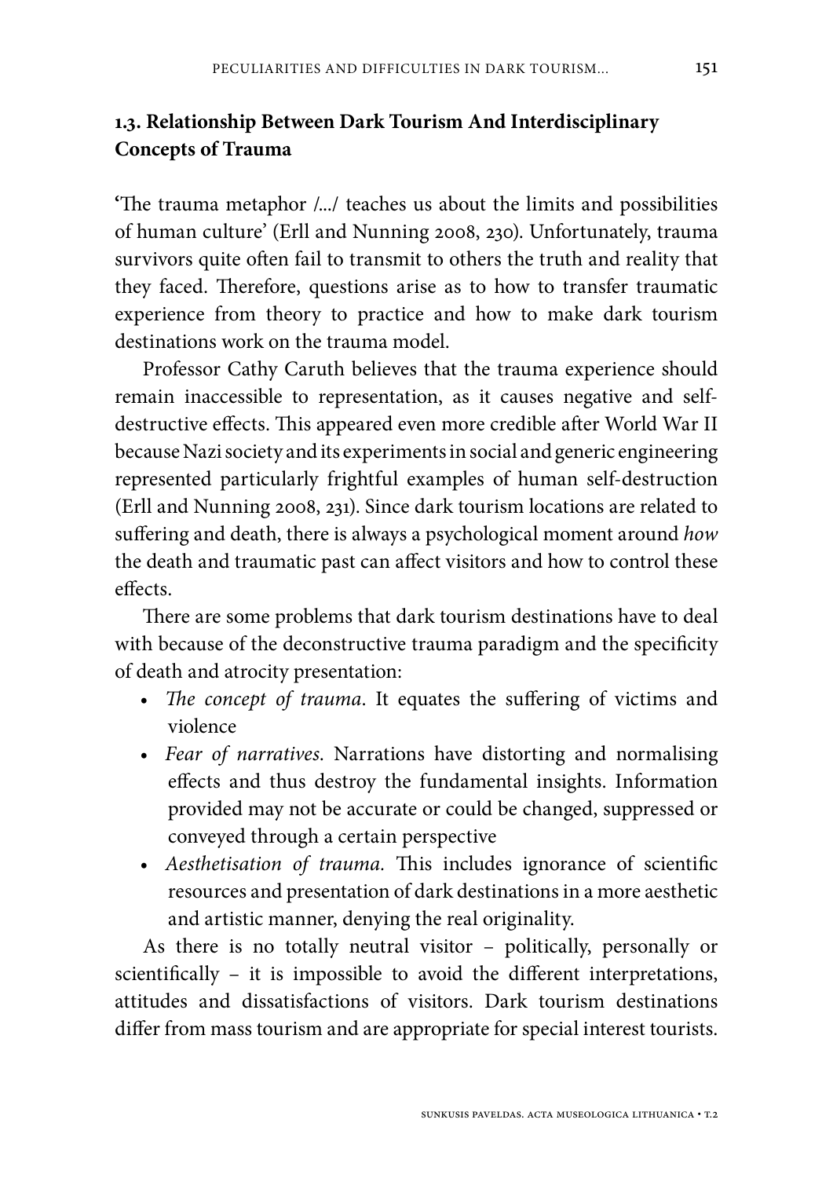## 1.3. Relationship Between Dark Tourism And Interdisciplinary Concepts of Trauma

'The trauma metaphor /.../ teaches us about the limits and possibilities of human culture' (Erll and Nunning 2008, 230). Unfortunately, trauma survivors quite often fail to transmit to others the truth and reality that they faced. Therefore, questions arise as to how to transfer traumatic experience from theory to practice and how to make dark tourism destinations work on the trauma model.

Professor Cathy Caruth believes that the trauma experience should remain inaccessible to representation, as it causes negative and self-destructive effects. This appeared even more credible after World War II because Nazi society and its experiments in social and generic engineering represented particularly frightful examples of human self-destruction (Erll and Nunning 2008, 231). Since dark tourism locations are related to suffering and death, there is always a psychological moment around *how* the death and traumatic past can affect visitors and how to control these effects.

There are some problems that dark tourism destinations have to deal with because of the deconstructive trauma paradigm and the specificity of death and atrocity presentation:

- *The concept of trauma*. It equates the suffering of victims and violence
- *Fear of narratives*. Narrations have distorting and normalising effects and thus destroy the fundamental insights. Information provided may not be accurate or could be changed, suppressed or conveyed through a certain perspective
- *Aesthetisation of trauma.* This includes ignorance of scientific resources and presentation of dark destinations in a more aesthetic and artistic manner, denying the real originality.

As there is no totally neutral visitor – politically, personally or scientifically – it is impossible to avoid the different interpretations, attitudes and dissatisfactions of visitors. Dark tourism destinations differ from mass tourism and are appropriate for special interest tourists.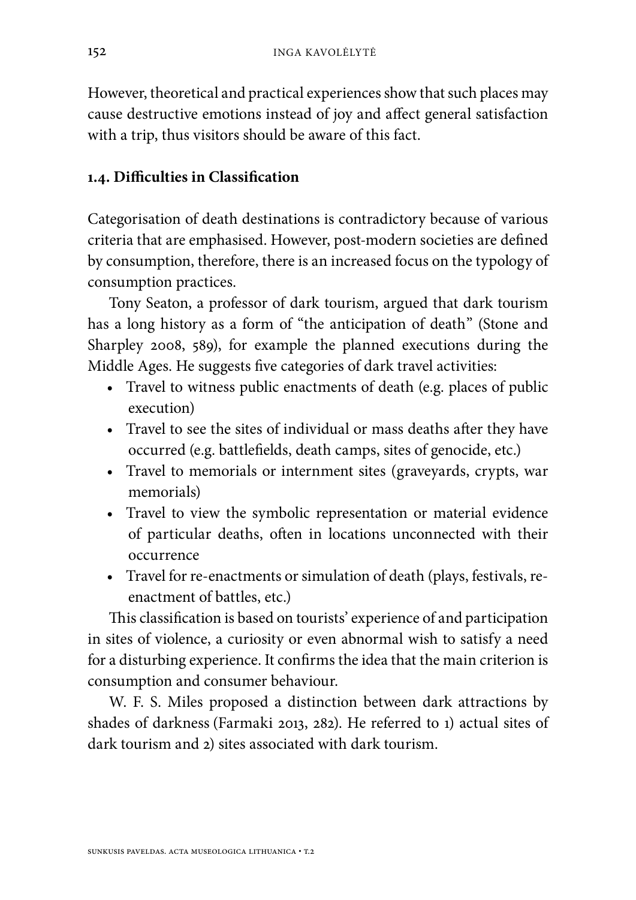However, theoretical and practical experiences show that such places may cause destructive emotions instead of joy and affect general satisfaction with a trip, thus visitors should be aware of this fact.

### 1.4. Difficulties in Classification

Categorisation of death destinations is contradictory because of various criteria that are emphasised. However, post-modern societies are defined by consumption, therefore, there is an increased focus on the typology of consumption practices.

Tony Seaton, a professor of dark tourism, argued that dark tourism has a long history as a form of "the anticipation of death" (Stone and Sharpley 2008, 589), for example the planned executions during the Middle Ages. He suggests five categories of dark travel activities:

- Travel to witness public enactments of death (e.g. places of public execution)
- Travel to see the sites of individual or mass deaths after they have occurred (e.g. battlefields, death camps, sites of genocide, etc.)
- Travel to memorials or internment sites (graveyards, crypts, war memorials)
- Travel to view the symbolic representation or material evidence of particular deaths, often in locations unconnected with their occurrence
- Travel for re-enactments or simulation of death (plays, festivals, re-enactment of battles, etc.)

This classification is based on tourists' experience of and participation in sites of violence, a curiosity or even abnormal wish to satisfy a need for a disturbing experience. It confirms the idea that the main criterion is consumption and consumer behaviour.

W. F. S. Miles proposed a distinction between dark attractions by shades of darkness (Farmaki 2013, 282). He referred to 1) actual sites of dark tourism and 2) sites associated with dark tourism.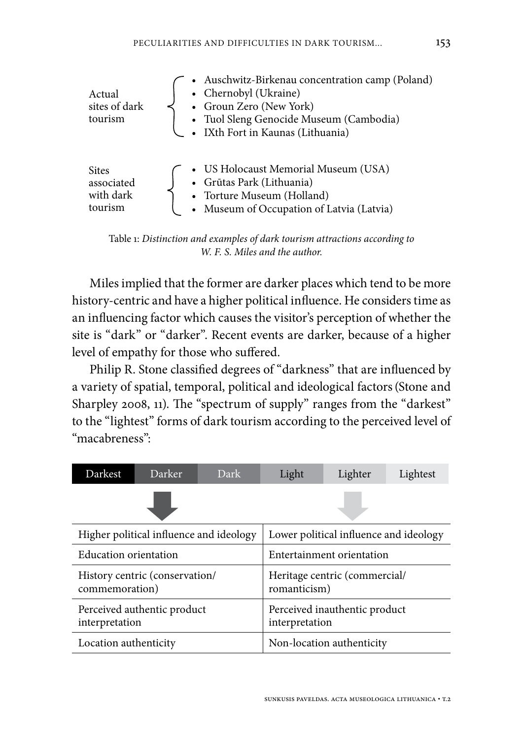| | |
|---|---|
| Actual sites of dark tourism | • Auschwitz-Birkenau concentration camp (Poland)<br>• Chernobyl (Ukraine)<br>• Groun Zero (New York)<br>• Tuol Sleng Genocide Museum (Cambodia)<br>• IXth Fort in Kaunas (Lithuania) |
| Sites associated with dark tourism | • US Holocaust Memorial Museum (USA)<br>• Grūtas Park (Lithuania)<br>• Torture Museum (Holland)<br>• Museum of Occupation of Latvia (Latvia) |

Table 1: *Distinction and examples of dark tourism attractions according to W. F. S. Miles and the author.*

Miles implied that the former are darker places which tend to be more history-centric and have a higher political influence. He considers time as an influencing factor which causes the visitor's perception of whether the site is "dark" or "darker". Recent events are darker, because of a higher level of empathy for those who suffered.

Philip R. Stone classified degrees of "darkness" that are influenced by a variety of spatial, temporal, political and ideological factors (Stone and Sharpley 2008, 11). The "spectrum of supply" ranges from the "darkest" to the "lightest" forms of dark tourism according to the perceived level of "macabreness":

Darkest | Darker | Dark | Light | Lighter | Lightest

| | |
|---|---|
| Higher political influence and ideology | Lower political influence and ideology |
| Education orientation | Entertainment orientation |
| History centric (conservation/ commemoration) | Heritage centric (commercial/ romanticism) |
| Perceived authentic product interpretation | Perceived inauthentic product interpretation |
| Location authenticity | Non-location authenticity |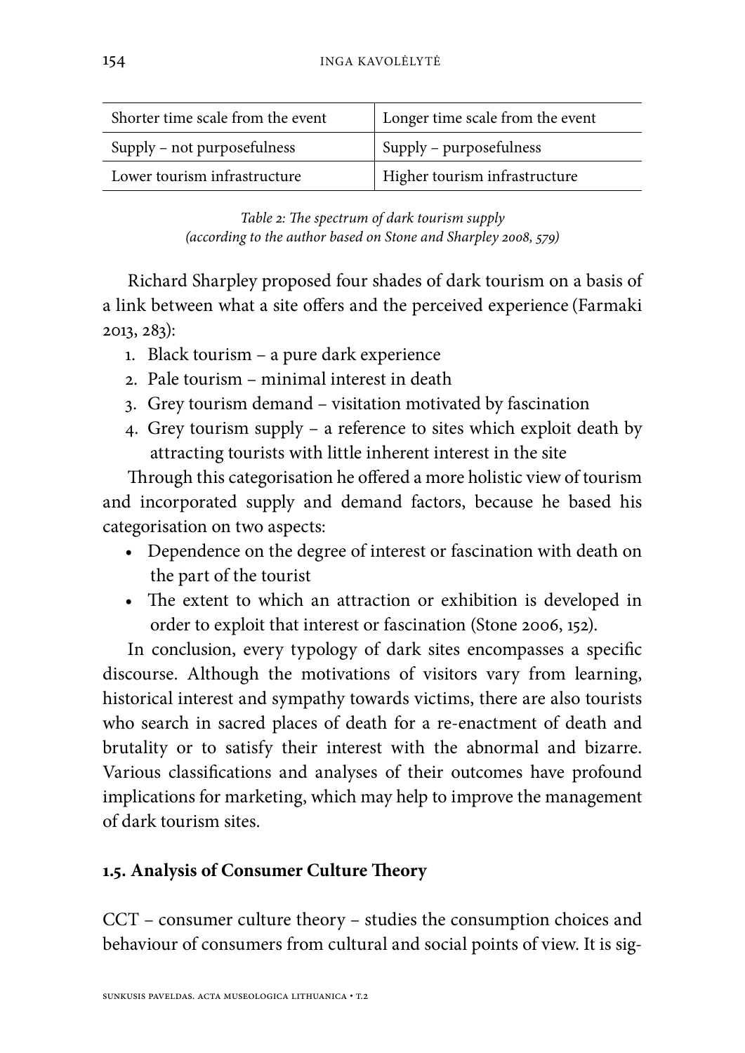| | |
|---|---|
| Shorter time scale from the event | Longer time scale from the event |
| Supply – not purposefulness | Supply – purposefulness |
| Lower tourism infrastructure | Higher tourism infrastructure |

*Table 2: The spectrum of dark tourism supply (according to the author based on Stone and Sharpley 2008, 579)*

Richard Sharpley proposed four shades of dark tourism on a basis of a link between what a site offers and the perceived experience (Farmaki 2013, 283):

1. Black tourism – a pure dark experience
2. Pale tourism – minimal interest in death
3. Grey tourism demand – visitation motivated by fascination
4. Grey tourism supply – a reference to sites which exploit death by attracting tourists with little inherent interest in the site

Through this categorisation he offered a more holistic view of tourism and incorporated supply and demand factors, because he based his categorisation on two aspects:

- Dependence on the degree of interest or fascination with death on the part of the tourist
- The extent to which an attraction or exhibition is developed in order to exploit that interest or fascination (Stone 2006, 152).

In conclusion, every typology of dark sites encompasses a specific discourse. Although the motivations of visitors vary from learning, historical interest and sympathy towards victims, there are also tourists who search in sacred places of death for a re-enactment of death and brutality or to satisfy their interest with the abnormal and bizarre. Various classifications and analyses of their outcomes have profound implications for marketing, which may help to improve the management of dark tourism sites.

### 1.5. Analysis of Consumer Culture Theory

CCT – consumer culture theory – studies the consumption choices and behaviour of consumers from cultural and social points of view. It is sig-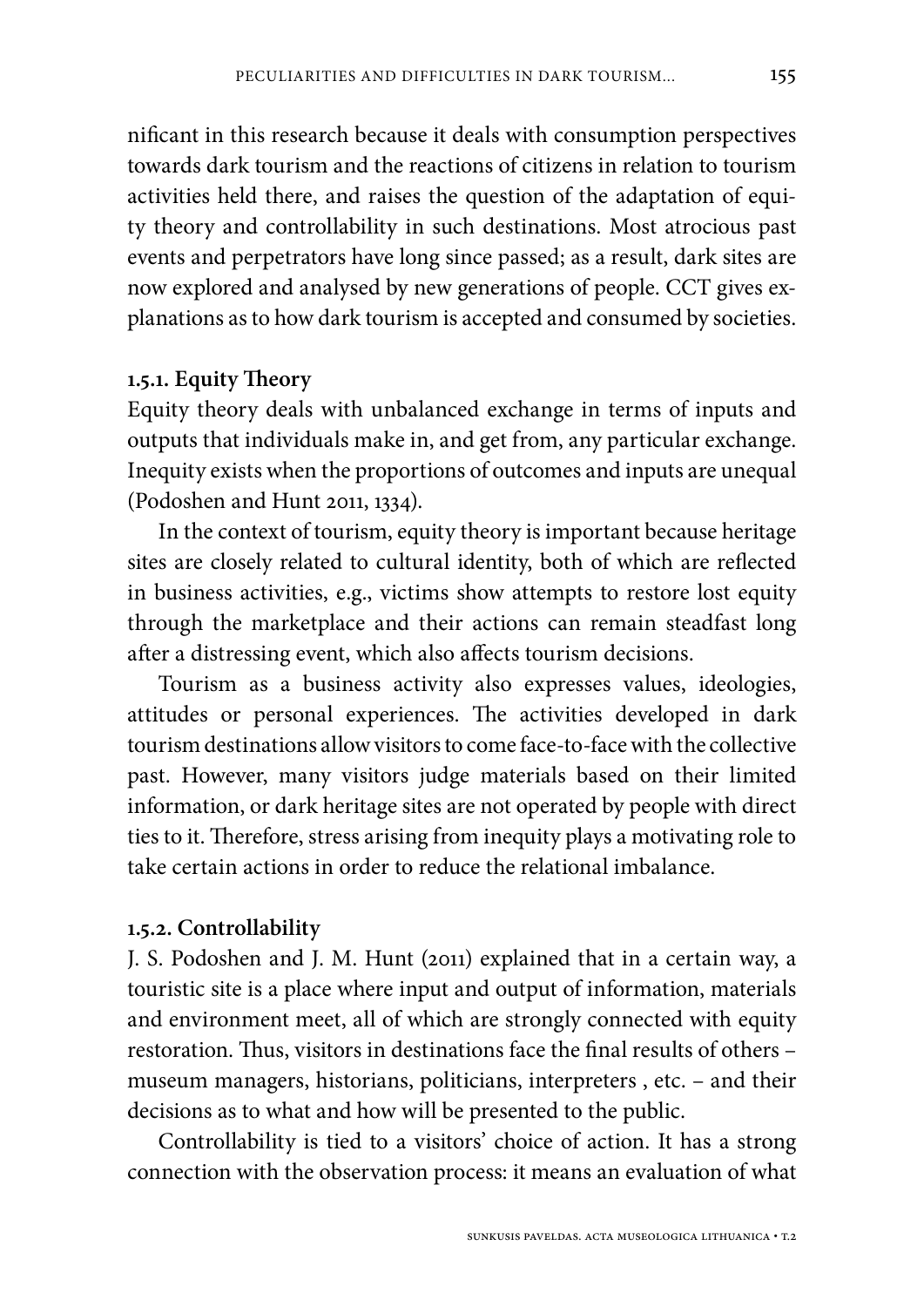nificant in this research because it deals with consumption perspectives towards dark tourism and the reactions of citizens in relation to tourism activities held there, and raises the question of the adaptation of equity theory and controllability in such destinations. Most atrocious past events and perpetrators have long since passed; as a result, dark sites are now explored and analysed by new generations of people. CCT gives explanations as to how dark tourism is accepted and consumed by societies.

### 1.5.1. Equity Theory

Equity theory deals with unbalanced exchange in terms of inputs and outputs that individuals make in, and get from, any particular exchange. Inequity exists when the proportions of outcomes and inputs are unequal (Podoshen and Hunt 2011, 1334).

In the context of tourism, equity theory is important because heritage sites are closely related to cultural identity, both of which are reflected in business activities, e.g., victims show attempts to restore lost equity through the marketplace and their actions can remain steadfast long after a distressing event, which also affects tourism decisions.

Tourism as a business activity also expresses values, ideologies, attitudes or personal experiences. The activities developed in dark tourism destinations allow visitors to come face-to-face with the collective past. However, many visitors judge materials based on their limited information, or dark heritage sites are not operated by people with direct ties to it. Therefore, stress arising from inequity plays a motivating role to take certain actions in order to reduce the relational imbalance.

### 1.5.2. Controllability

J. S. Podoshen and J. M. Hunt (2011) explained that in a certain way, a touristic site is a place where input and output of information, materials and environment meet, all of which are strongly connected with equity restoration. Thus, visitors in destinations face the final results of others – museum managers, historians, politicians, interpreters , etc. – and their decisions as to what and how will be presented to the public.

Controllability is tied to a visitors' choice of action. It has a strong connection with the observation process: it means an evaluation of what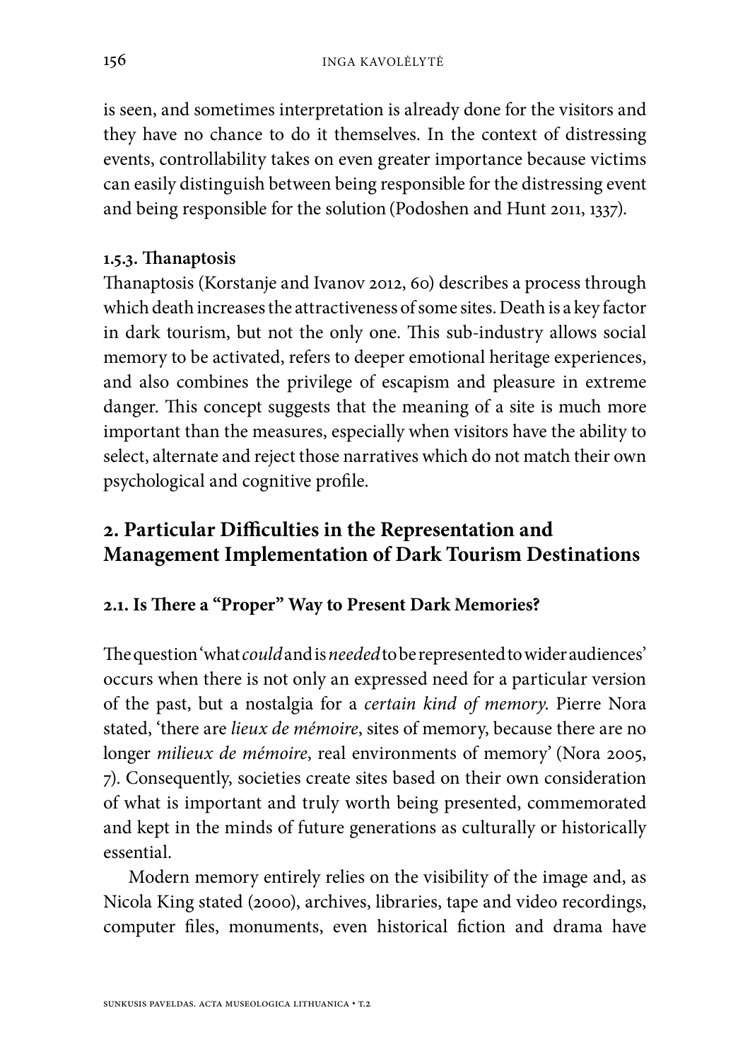is seen, and sometimes interpretation is already done for the visitors and they have no chance to do it themselves. In the context of distressing events, controllability takes on even greater importance because victims can easily distinguish between being responsible for the distressing event and being responsible for the solution (Podoshen and Hunt 2011, 1337).

#### 1.5.3. Thanaptosis

Thanaptosis (Korstanje and Ivanov 2012, 60) describes a process through which death increases the attractiveness of some sites. Death is a key factor in dark tourism, but not the only one. This sub-industry allows social memory to be activated, refers to deeper emotional heritage experiences, and also combines the privilege of escapism and pleasure in extreme danger. This concept suggests that the meaning of a site is much more important than the measures, especially when visitors have the ability to select, alternate and reject those narratives which do not match their own psychological and cognitive profile.

## 2. Particular Difficulties in the Representation and Management Implementation of Dark Tourism Destinations

### 2.1. Is There a "Proper" Way to Present Dark Memories?

The question 'what *could* and is *needed* to be represented to wider audiences' occurs when there is not only an expressed need for a particular version of the past, but a nostalgia for a *certain kind of memory*. Pierre Nora stated, 'there are *lieux de mémoire*, sites of memory, because there are no longer *milieux de mémoire*, real environments of memory' (Nora 2005, 7). Consequently, societies create sites based on their own consideration of what is important and truly worth being presented, commemorated and kept in the minds of future generations as culturally or historically essential.

Modern memory entirely relies on the visibility of the image and, as Nicola King stated (2000), archives, libraries, tape and video recordings, computer files, monuments, even historical fiction and drama have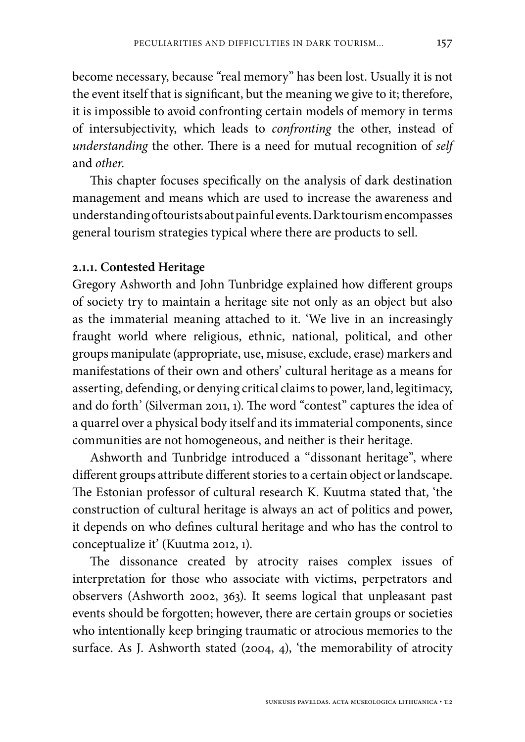become necessary, because "real memory" has been lost. Usually it is not the event itself that is significant, but the meaning we give to it; therefore, it is impossible to avoid confronting certain models of memory in terms of intersubjectivity, which leads to *confronting* the other, instead of *understanding* the other. There is a need for mutual recognition of *self* and *other.*

This chapter focuses specifically on the analysis of dark destination management and means which are used to increase the awareness and understanding of tourists about painful events. Dark tourism encompasses general tourism strategies typical where there are products to sell.

### 2.1.1. Contested Heritage

Gregory Ashworth and John Tunbridge explained how different groups of society try to maintain a heritage site not only as an object but also as the immaterial meaning attached to it. 'We live in an increasingly fraught world where religious, ethnic, national, political, and other groups manipulate (appropriate, use, misuse, exclude, erase) markers and manifestations of their own and others' cultural heritage as a means for asserting, defending, or denying critical claims to power, land, legitimacy, and do forth' (Silverman 2011, 1). The word "contest" captures the idea of a quarrel over a physical body itself and its immaterial components, since communities are not homogeneous, and neither is their heritage.

Ashworth and Tunbridge introduced a "dissonant heritage", where different groups attribute different stories to a certain object or landscape. The Estonian professor of cultural research K. Kuutma stated that, 'the construction of cultural heritage is always an act of politics and power, it depends on who defines cultural heritage and who has the control to conceptualize it' (Kuutma 2012, 1).

The dissonance created by atrocity raises complex issues of interpretation for those who associate with victims, perpetrators and observers (Ashworth 2002, 363). It seems logical that unpleasant past events should be forgotten; however, there are certain groups or societies who intentionally keep bringing traumatic or atrocious memories to the surface. As J. Ashworth stated (2004, 4), 'the memorability of atrocity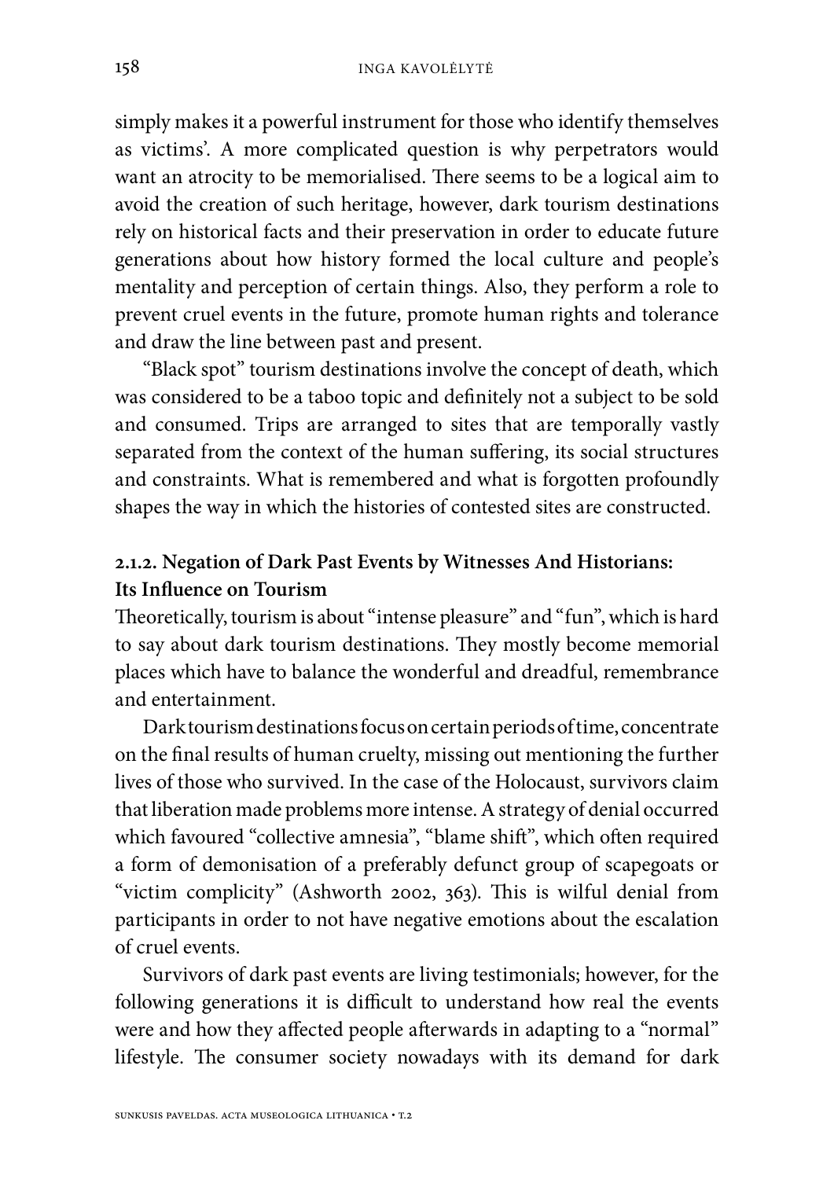simply makes it a powerful instrument for those who identify themselves as victims'. A more complicated question is why perpetrators would want an atrocity to be memorialised. There seems to be a logical aim to avoid the creation of such heritage, however, dark tourism destinations rely on historical facts and their preservation in order to educate future generations about how history formed the local culture and people's mentality and perception of certain things. Also, they perform a role to prevent cruel events in the future, promote human rights and tolerance and draw the line between past and present.

"Black spot" tourism destinations involve the concept of death, which was considered to be a taboo topic and definitely not a subject to be sold and consumed. Trips are arranged to sites that are temporally vastly separated from the context of the human suffering, its social structures and constraints. What is remembered and what is forgotten profoundly shapes the way in which the histories of contested sites are constructed.

### 2.1.2. Negation of Dark Past Events by Witnesses And Historians: Its Influence on Tourism

Theoretically, tourism is about "intense pleasure" and "fun", which is hard to say about dark tourism destinations. They mostly become memorial places which have to balance the wonderful and dreadful, remembrance and entertainment.

Dark tourism destinations focus on certain periods of time, concentrate on the final results of human cruelty, missing out mentioning the further lives of those who survived. In the case of the Holocaust, survivors claim that liberation made problems more intense. A strategy of denial occurred which favoured "collective amnesia", "blame shift", which often required a form of demonisation of a preferably defunct group of scapegoats or "victim complicity" (Ashworth 2002, 363). This is wilful denial from participants in order to not have negative emotions about the escalation of cruel events.

Survivors of dark past events are living testimonials; however, for the following generations it is difficult to understand how real the events were and how they affected people afterwards in adapting to a "normal" lifestyle. The consumer society nowadays with its demand for dark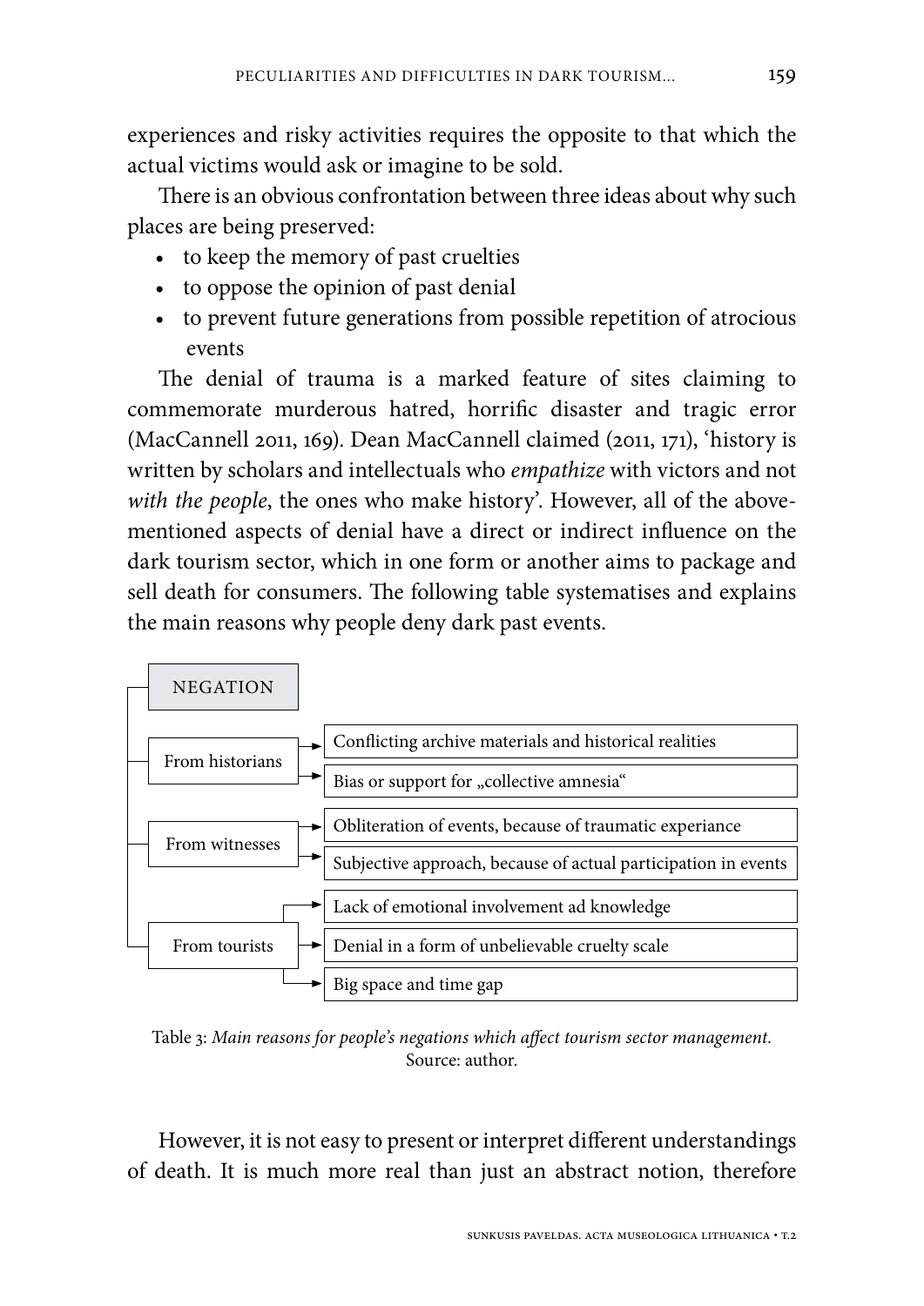experiences and risky activities requires the opposite to that which the actual victims would ask or imagine to be sold.

There is an obvious confrontation between three ideas about why such places are being preserved:

- to keep the memory of past cruelties
- to oppose the opinion of past denial
- to prevent future generations from possible repetition of atrocious events

The denial of trauma is a marked feature of sites claiming to commemorate murderous hatred, horrific disaster and tragic error (MacCannell 2011, 169). Dean MacCannell claimed (2011, 171), 'history is written by scholars and intellectuals who *empathize* with victors and not *with the people*, the ones who make history'. However, all of the above-mentioned aspects of denial have a direct or indirect influence on the dark tourism sector, which in one form or another aims to package and sell death for consumers. The following table systematises and explains the main reasons why people deny dark past events.

| NEGATION | |
|---|---|
| From historians | Conflicting archive materials and historical realities |
| | Bias or support for „collective amnesia“ |
| From witnesses | Obliteration of events, because of traumatic experiance |
| | Subjective approach, because of actual participation in events |
| From tourists | Lack of emotional involvement ad knowledge |
| | Denial in a form of unbelievable cruelty scale |
| | Big space and time gap |

Table 3: *Main reasons for people's negations which affect tourism sector management.* Source: author.

However, it is not easy to present or interpret different understandings of death. It is much more real than just an abstract notion, therefore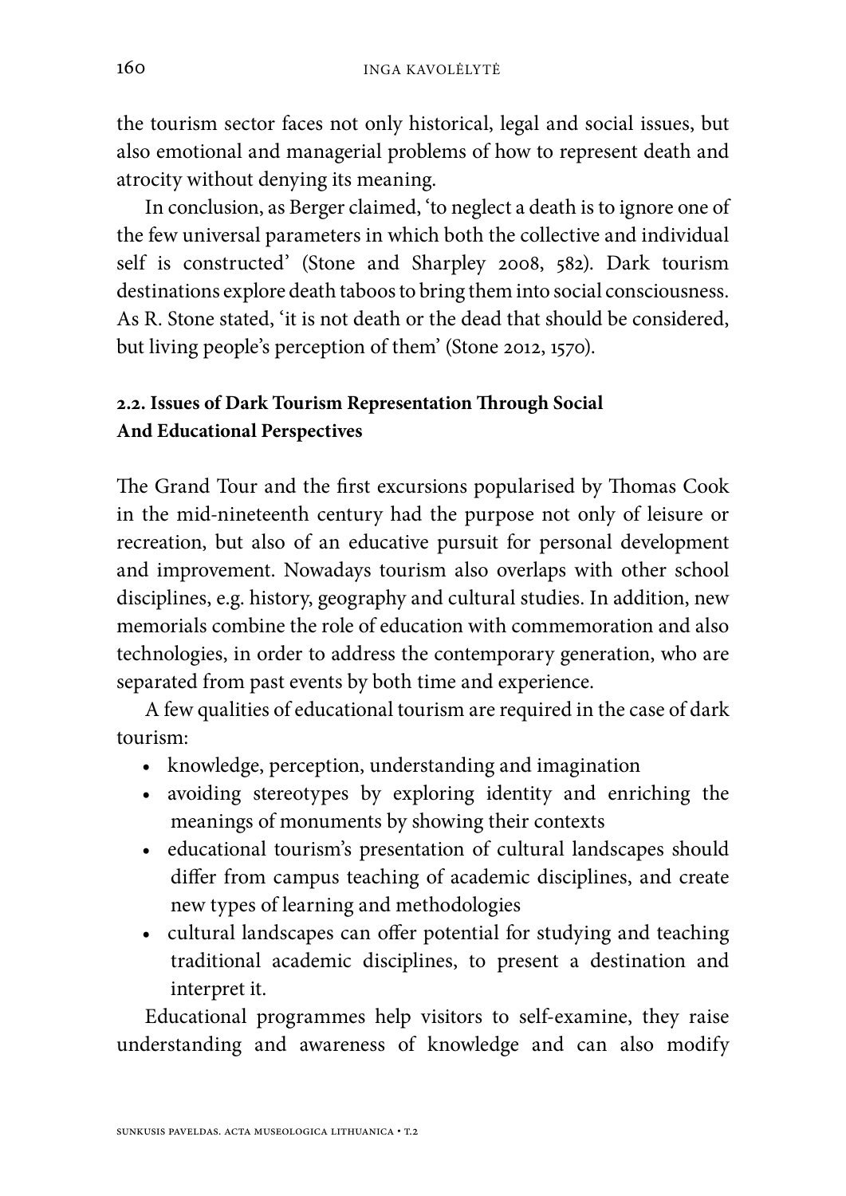the tourism sector faces not only historical, legal and social issues, but also emotional and managerial problems of how to represent death and atrocity without denying its meaning.

In conclusion, as Berger claimed, 'to neglect a death is to ignore one of the few universal parameters in which both the collective and individual self is constructed' (Stone and Sharpley 2008, 582). Dark tourism destinations explore death taboos to bring them into social consciousness. As R. Stone stated, 'it is not death or the dead that should be considered, but living people's perception of them' (Stone 2012, 1570).

### 2.2. Issues of Dark Tourism Representation Through Social And Educational Perspectives

The Grand Tour and the first excursions popularised by Thomas Cook in the mid-nineteenth century had the purpose not only of leisure or recreation, but also of an educative pursuit for personal development and improvement. Nowadays tourism also overlaps with other school disciplines, e.g. history, geography and cultural studies. In addition, new memorials combine the role of education with commemoration and also technologies, in order to address the contemporary generation, who are separated from past events by both time and experience.

A few qualities of educational tourism are required in the case of dark tourism:

- knowledge, perception, understanding and imagination
- avoiding stereotypes by exploring identity and enriching the meanings of monuments by showing their contexts
- educational tourism's presentation of cultural landscapes should differ from campus teaching of academic disciplines, and create new types of learning and methodologies
- cultural landscapes can offer potential for studying and teaching traditional academic disciplines, to present a destination and interpret it.

Educational programmes help visitors to self-examine, they raise understanding and awareness of knowledge and can also modify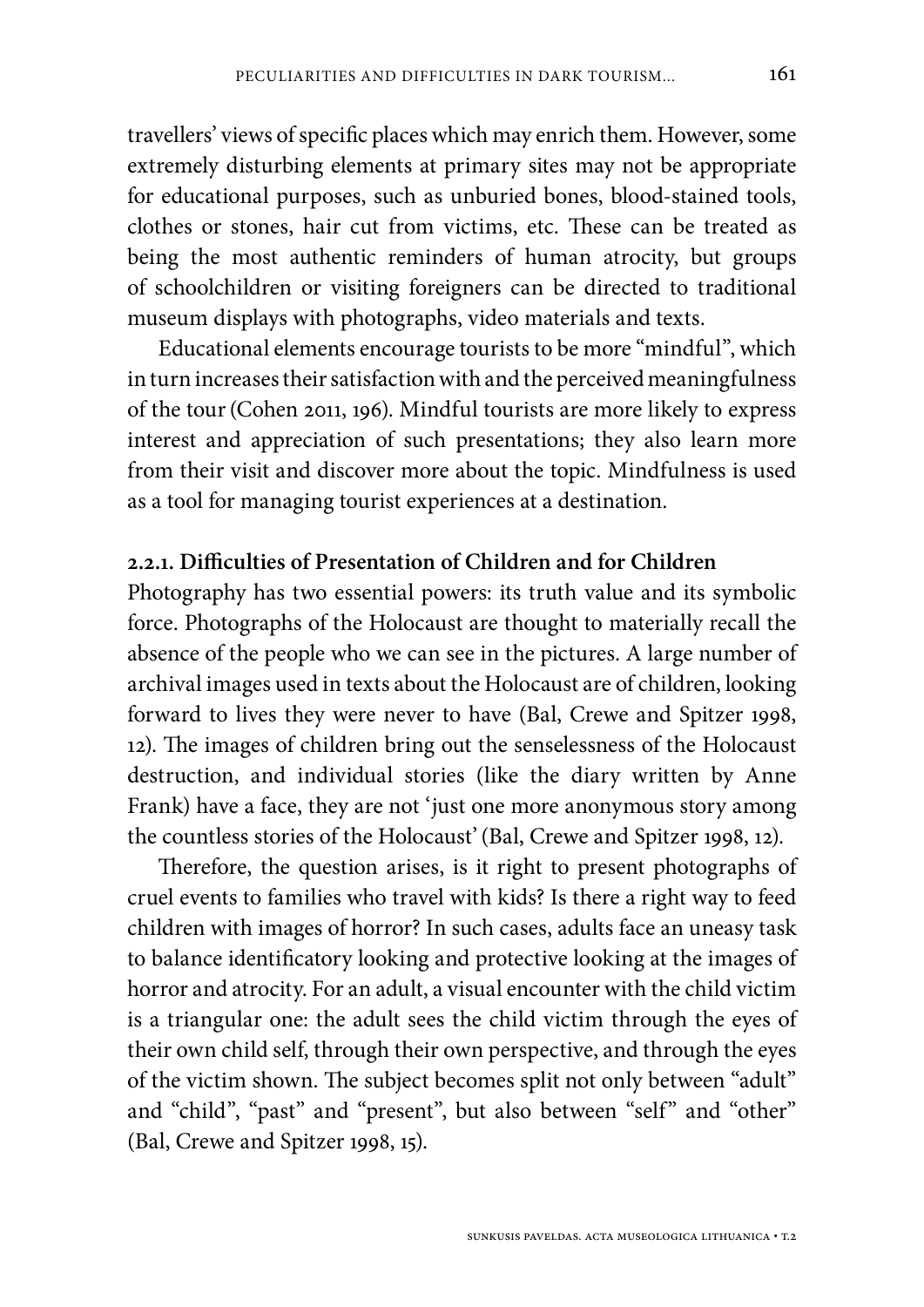travellers' views of specific places which may enrich them. However, some extremely disturbing elements at primary sites may not be appropriate for educational purposes, such as unburied bones, blood-stained tools, clothes or stones, hair cut from victims, etc. These can be treated as being the most authentic reminders of human atrocity, but groups of schoolchildren or visiting foreigners can be directed to traditional museum displays with photographs, video materials and texts.

Educational elements encourage tourists to be more "mindful", which in turn increases their satisfaction with and the perceived meaningfulness of the tour (Cohen 2011, 196). Mindful tourists are more likely to express interest and appreciation of such presentations; they also learn more from their visit and discover more about the topic. Mindfulness is used as a tool for managing tourist experiences at a destination.

#### 2.2.1. Difficulties of Presentation of Children and for Children

Photography has two essential powers: its truth value and its symbolic force. Photographs of the Holocaust are thought to materially recall the absence of the people who we can see in the pictures. A large number of archival images used in texts about the Holocaust are of children, looking forward to lives they were never to have (Bal, Crewe and Spitzer 1998, 12). The images of children bring out the senselessness of the Holocaust destruction, and individual stories (like the diary written by Anne Frank) have a face, they are not 'just one more anonymous story among the countless stories of the Holocaust' (Bal, Crewe and Spitzer 1998, 12).

Therefore, the question arises, is it right to present photographs of cruel events to families who travel with kids? Is there a right way to feed children with images of horror? In such cases, adults face an uneasy task to balance identificatory looking and protective looking at the images of horror and atrocity. For an adult, a visual encounter with the child victim is a triangular one: the adult sees the child victim through the eyes of their own child self, through their own perspective, and through the eyes of the victim shown. The subject becomes split not only between "adult" and "child", "past" and "present", but also between "self" and "other" (Bal, Crewe and Spitzer 1998, 15).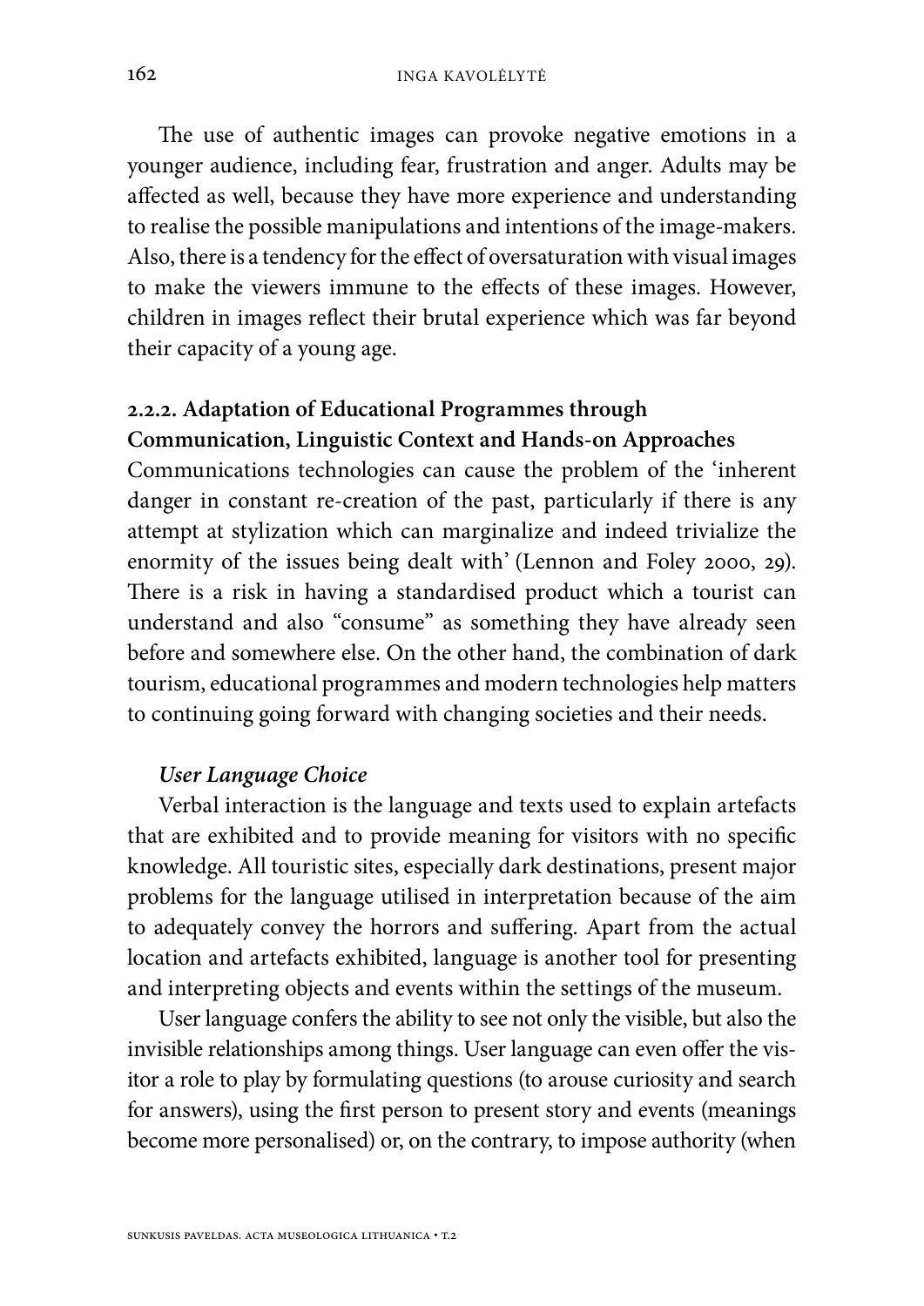The use of authentic images can provoke negative emotions in a younger audience, including fear, frustration and anger. Adults may be affected as well, because they have more experience and understanding to realise the possible manipulations and intentions of the image-makers. Also, there is a tendency for the effect of oversaturation with visual images to make the viewers immune to the effects of these images. However, children in images reflect their brutal experience which was far beyond their capacity of a young age.

### 2.2.2. Adaptation of Educational Programmes through Communication, Linguistic Context and Hands-on Approaches

Communications technologies can cause the problem of the 'inherent danger in constant re-creation of the past, particularly if there is any attempt at stylization which can marginalize and indeed trivialize the enormity of the issues being dealt with' (Lennon and Foley 2000, 29). There is a risk in having a standardised product which a tourist can understand and also "consume" as something they have already seen before and somewhere else. On the other hand, the combination of dark tourism, educational programmes and modern technologies help matters to continuing going forward with changing societies and their needs.

***User Language Choice***

Verbal interaction is the language and texts used to explain artefacts that are exhibited and to provide meaning for visitors with no specific knowledge. All touristic sites, especially dark destinations, present major problems for the language utilised in interpretation because of the aim to adequately convey the horrors and suffering. Apart from the actual location and artefacts exhibited, language is another tool for presenting and interpreting objects and events within the settings of the museum.

User language confers the ability to see not only the visible, but also the invisible relationships among things. User language can even offer the visitor a role to play by formulating questions (to arouse curiosity and search for answers), using the first person to present story and events (meanings become more personalised) or, on the contrary, to impose authority (when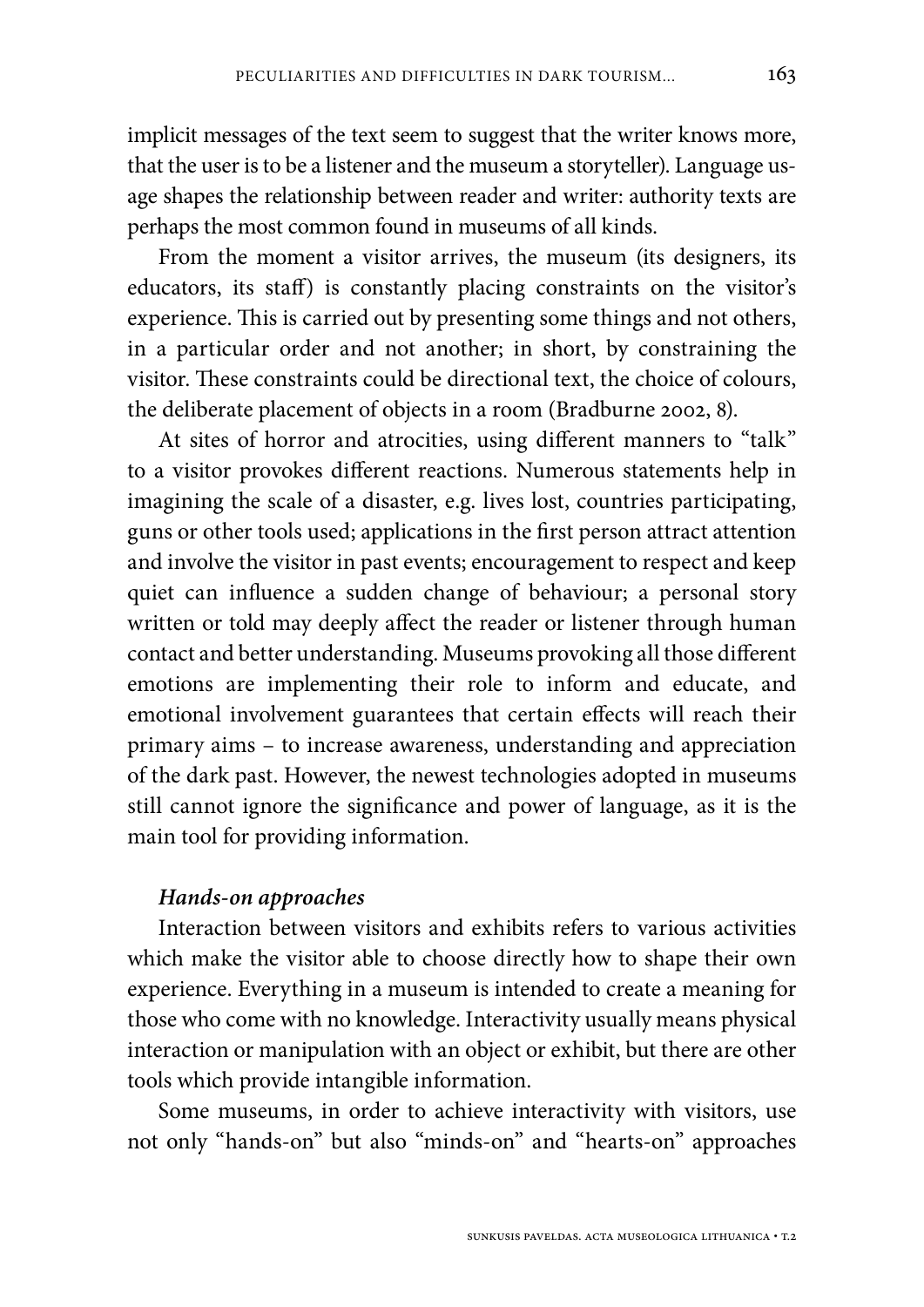implicit messages of the text seem to suggest that the writer knows more, that the user is to be a listener and the museum a storyteller). Language usage shapes the relationship between reader and writer: authority texts are perhaps the most common found in museums of all kinds.

From the moment a visitor arrives, the museum (its designers, its educators, its staff) is constantly placing constraints on the visitor's experience. This is carried out by presenting some things and not others, in a particular order and not another; in short, by constraining the visitor. These constraints could be directional text, the choice of colours, the deliberate placement of objects in a room (Bradburne 2002, 8).

At sites of horror and atrocities, using different manners to "talk" to a visitor provokes different reactions. Numerous statements help in imagining the scale of a disaster, e.g. lives lost, countries participating, guns or other tools used; applications in the first person attract attention and involve the visitor in past events; encouragement to respect and keep quiet can influence a sudden change of behaviour; a personal story written or told may deeply affect the reader or listener through human contact and better understanding. Museums provoking all those different emotions are implementing their role to inform and educate, and emotional involvement guarantees that certain effects will reach their primary aims – to increase awareness, understanding and appreciation of the dark past. However, the newest technologies adopted in museums still cannot ignore the significance and power of language, as it is the main tool for providing information.

### *Hands-on approaches*

Interaction between visitors and exhibits refers to various activities which make the visitor able to choose directly how to shape their own experience. Everything in a museum is intended to create a meaning for those who come with no knowledge. Interactivity usually means physical interaction or manipulation with an object or exhibit, but there are other tools which provide intangible information.

Some museums, in order to achieve interactivity with visitors, use not only "hands-on" but also "minds-on" and "hearts-on" approaches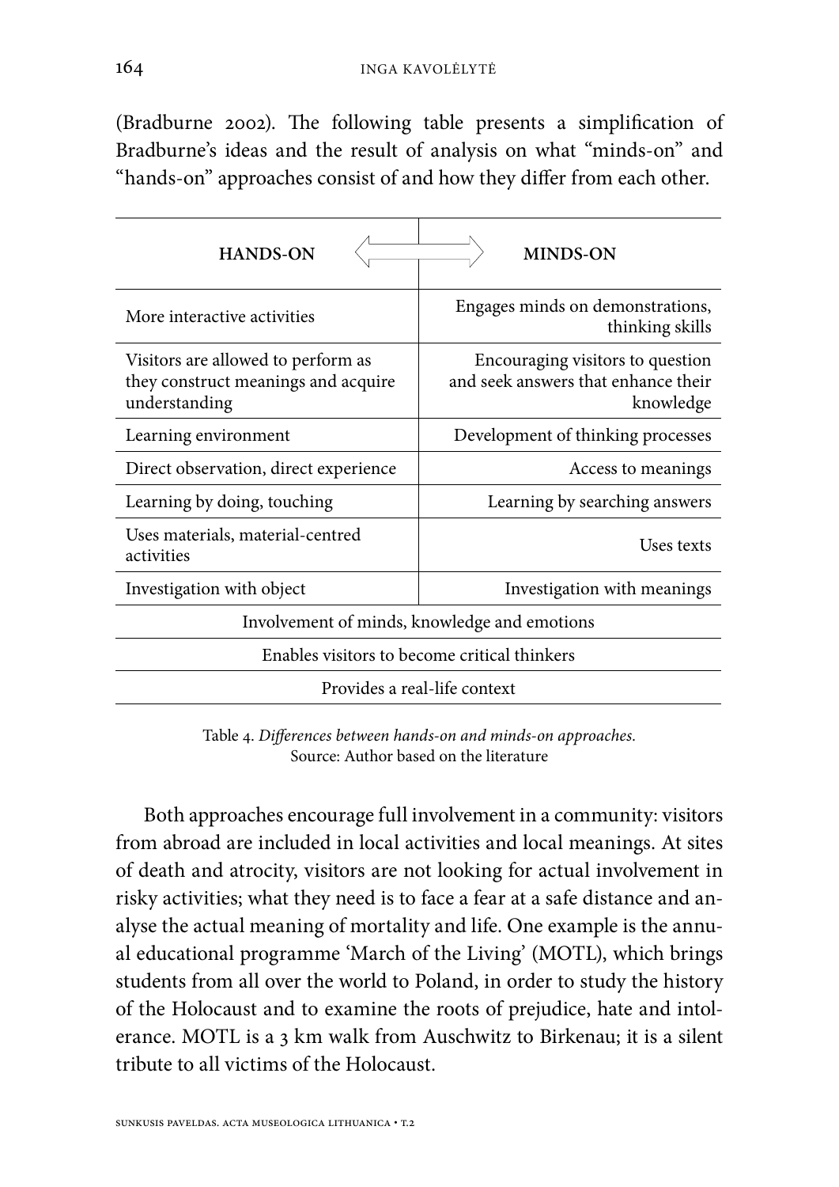(Bradburne 2002). The following table presents a simplification of Bradburne's ideas and the result of analysis on what "minds-on" and "hands-on" approaches consist of and how they differ from each other.

| **HANDS-ON** | **MINDS-ON** |
|---|---|
| More interactive activities | Engages minds on demonstrations, thinking skills |
| Visitors are allowed to perform as they construct meanings and acquire understanding | Encouraging visitors to question and seek answers that enhance their knowledge |
| Learning environment | Development of thinking processes |
| Direct observation, direct experience | Access to meanings |
| Learning by doing, touching | Learning by searching answers |
| Uses materials, material-centred activities | Uses texts |
| Investigation with object | Investigation with meanings |
| Involvement of minds, knowledge and emotions | |
| Enables visitors to become critical thinkers | |
| Provides a real-life context | |

Table 4. *Differences between hands-on and minds-on approaches.*
Source: Author based on the literature

Both approaches encourage full involvement in a community: visitors from abroad are included in local activities and local meanings. At sites of death and atrocity, visitors are not looking for actual involvement in risky activities; what they need is to face a fear at a safe distance and analyse the actual meaning of mortality and life. One example is the annual educational programme 'March of the Living' (MOTL), which brings students from all over the world to Poland, in order to study the history of the Holocaust and to examine the roots of prejudice, hate and intolerance. MOTL is a 3 km walk from Auschwitz to Birkenau; it is a silent tribute to all victims of the Holocaust.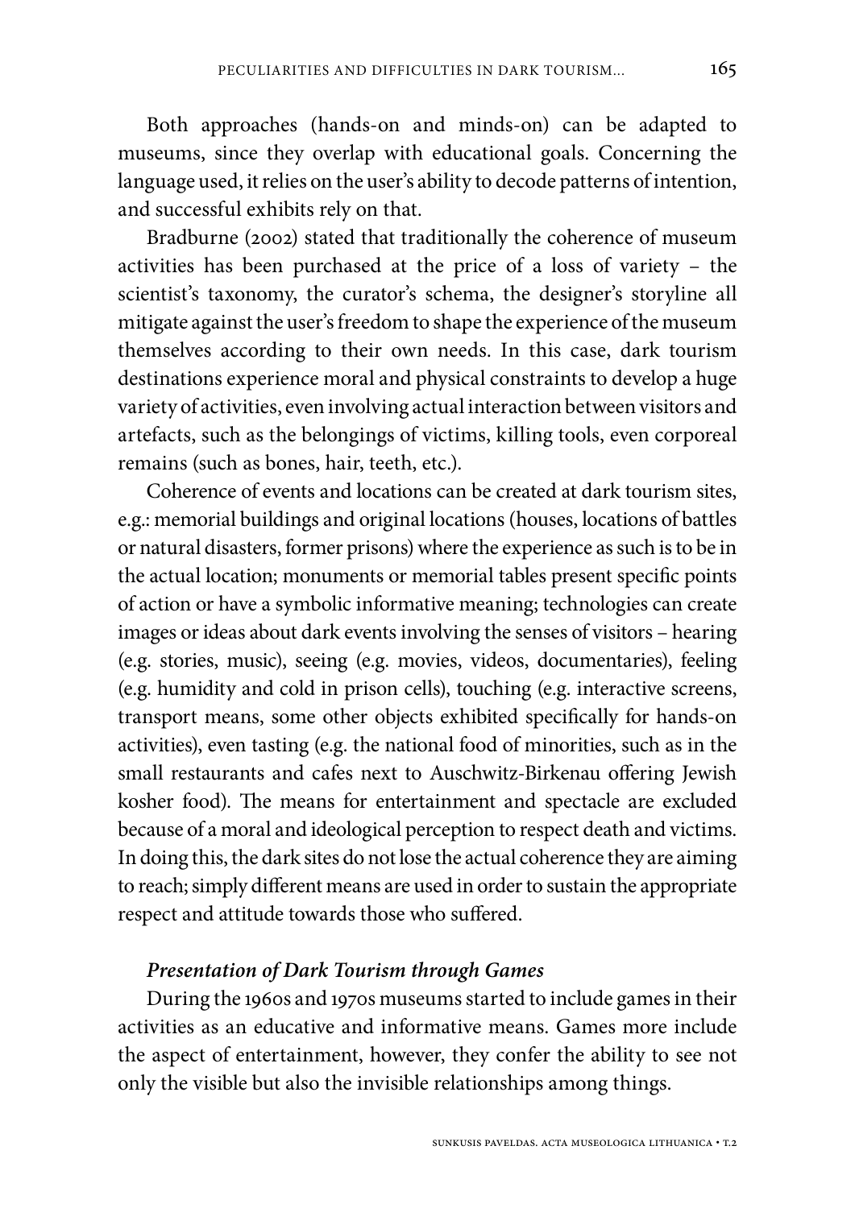Both approaches (hands-on and minds-on) can be adapted to museums, since they overlap with educational goals. Concerning the language used, it relies on the user's ability to decode patterns of intention, and successful exhibits rely on that.

Bradburne (2002) stated that traditionally the coherence of museum activities has been purchased at the price of a loss of variety – the scientist's taxonomy, the curator's schema, the designer's storyline all mitigate against the user's freedom to shape the experience of the museum themselves according to their own needs. In this case, dark tourism destinations experience moral and physical constraints to develop a huge variety of activities, even involving actual interaction between visitors and artefacts, such as the belongings of victims, killing tools, even corporeal remains (such as bones, hair, teeth, etc.).

Coherence of events and locations can be created at dark tourism sites, e.g.: memorial buildings and original locations (houses, locations of battles or natural disasters, former prisons) where the experience as such is to be in the actual location; monuments or memorial tables present specific points of action or have a symbolic informative meaning; technologies can create images or ideas about dark events involving the senses of visitors – hearing (e.g. stories, music), seeing (e.g. movies, videos, documentaries), feeling (e.g. humidity and cold in prison cells), touching (e.g. interactive screens, transport means, some other objects exhibited specifically for hands-on activities), even tasting (e.g. the national food of minorities, such as in the small restaurants and cafes next to Auschwitz-Birkenau offering Jewish kosher food). The means for entertainment and spectacle are excluded because of a moral and ideological perception to respect death and victims. In doing this, the dark sites do not lose the actual coherence they are aiming to reach; simply different means are used in order to sustain the appropriate respect and attitude towards those who suffered.

### *Presentation of Dark Tourism through Games*

During the 1960s and 1970s museums started to include games in their activities as an educative and informative means. Games more include the aspect of entertainment, however, they confer the ability to see not only the visible but also the invisible relationships among things.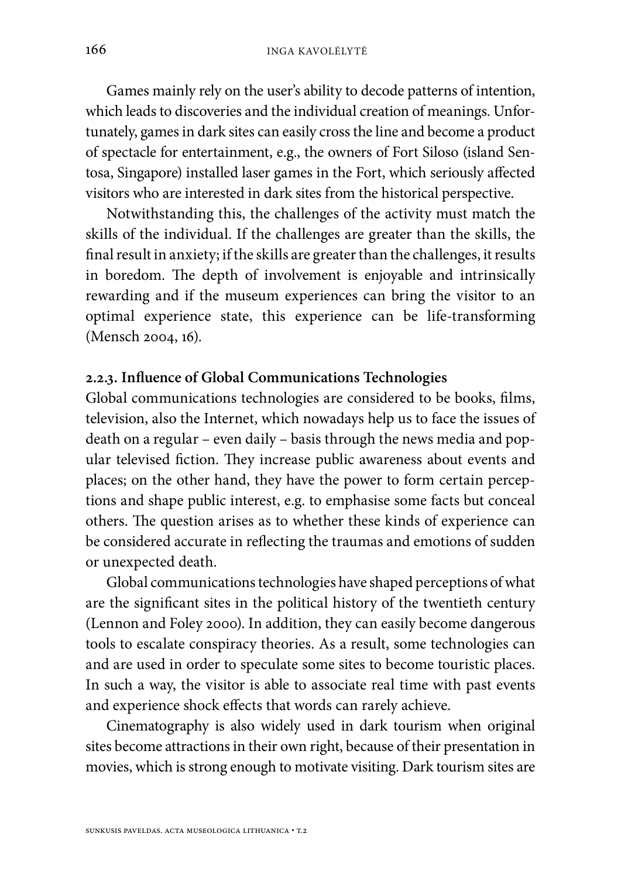Games mainly rely on the user's ability to decode patterns of intention, which leads to discoveries and the individual creation of meanings. Unfortunately, games in dark sites can easily cross the line and become a product of spectacle for entertainment, e.g., the owners of Fort Siloso (island Sentosa, Singapore) installed laser games in the Fort, which seriously affected visitors who are interested in dark sites from the historical perspective.

Notwithstanding this, the challenges of the activity must match the skills of the individual. If the challenges are greater than the skills, the final result in anxiety; if the skills are greater than the challenges, it results in boredom. The depth of involvement is enjoyable and intrinsically rewarding and if the museum experiences can bring the visitor to an optimal experience state, this experience can be life-transforming (Mensch 2004, 16).

### 2.2.3. Influence of Global Communications Technologies

Global communications technologies are considered to be books, films, television, also the Internet, which nowadays help us to face the issues of death on a regular – even daily – basis through the news media and popular televised fiction. They increase public awareness about events and places; on the other hand, they have the power to form certain perceptions and shape public interest, e.g. to emphasise some facts but conceal others. The question arises as to whether these kinds of experience can be considered accurate in reflecting the traumas and emotions of sudden or unexpected death.

Global communications technologies have shaped perceptions of what are the significant sites in the political history of the twentieth century (Lennon and Foley 2000). In addition, they can easily become dangerous tools to escalate conspiracy theories. As a result, some technologies can and are used in order to speculate some sites to become touristic places. In such a way, the visitor is able to associate real time with past events and experience shock effects that words can rarely achieve.

Cinematography is also widely used in dark tourism when original sites become attractions in their own right, because of their presentation in movies, which is strong enough to motivate visiting. Dark tourism sites are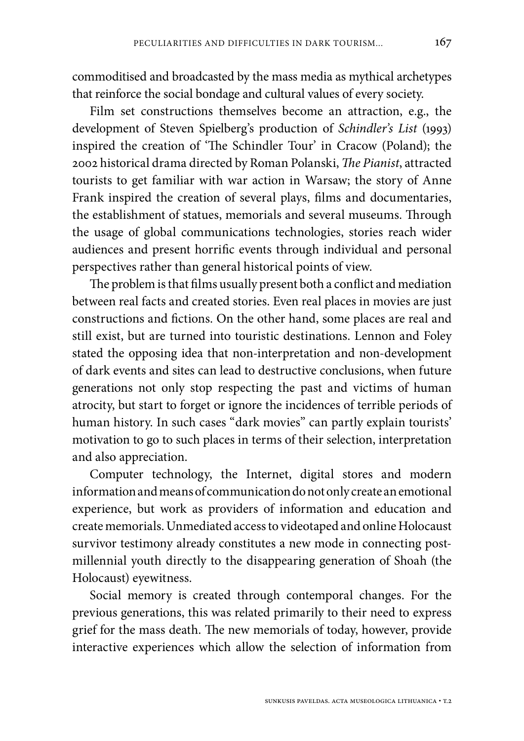commoditised and broadcasted by the mass media as mythical archetypes that reinforce the social bondage and cultural values of every society.

Film set constructions themselves become an attraction, e.g., the development of Steven Spielberg's production of *Schindler's List* (1993) inspired the creation of 'The Schindler Tour' in Cracow (Poland); the 2002 historical drama directed by Roman Polanski, *The Pianist*, attracted tourists to get familiar with war action in Warsaw; the story of Anne Frank inspired the creation of several plays, films and documentaries, the establishment of statues, memorials and several museums. Through the usage of global communications technologies, stories reach wider audiences and present horrific events through individual and personal perspectives rather than general historical points of view.

The problem is that films usually present both a conflict and mediation between real facts and created stories. Even real places in movies are just constructions and fictions. On the other hand, some places are real and still exist, but are turned into touristic destinations. Lennon and Foley stated the opposing idea that non-interpretation and non-development of dark events and sites can lead to destructive conclusions, when future generations not only stop respecting the past and victims of human atrocity, but start to forget or ignore the incidences of terrible periods of human history. In such cases "dark movies" can partly explain tourists' motivation to go to such places in terms of their selection, interpretation and also appreciation.

Computer technology, the Internet, digital stores and modern information and means of communication do not only create an emotional experience, but work as providers of information and education and create memorials. Unmediated access to videotaped and online Holocaust survivor testimony already constitutes a new mode in connecting post-millennial youth directly to the disappearing generation of Shoah (the Holocaust) eyewitness.

Social memory is created through contemporal changes. For the previous generations, this was related primarily to their need to express grief for the mass death. The new memorials of today, however, provide interactive experiences which allow the selection of information from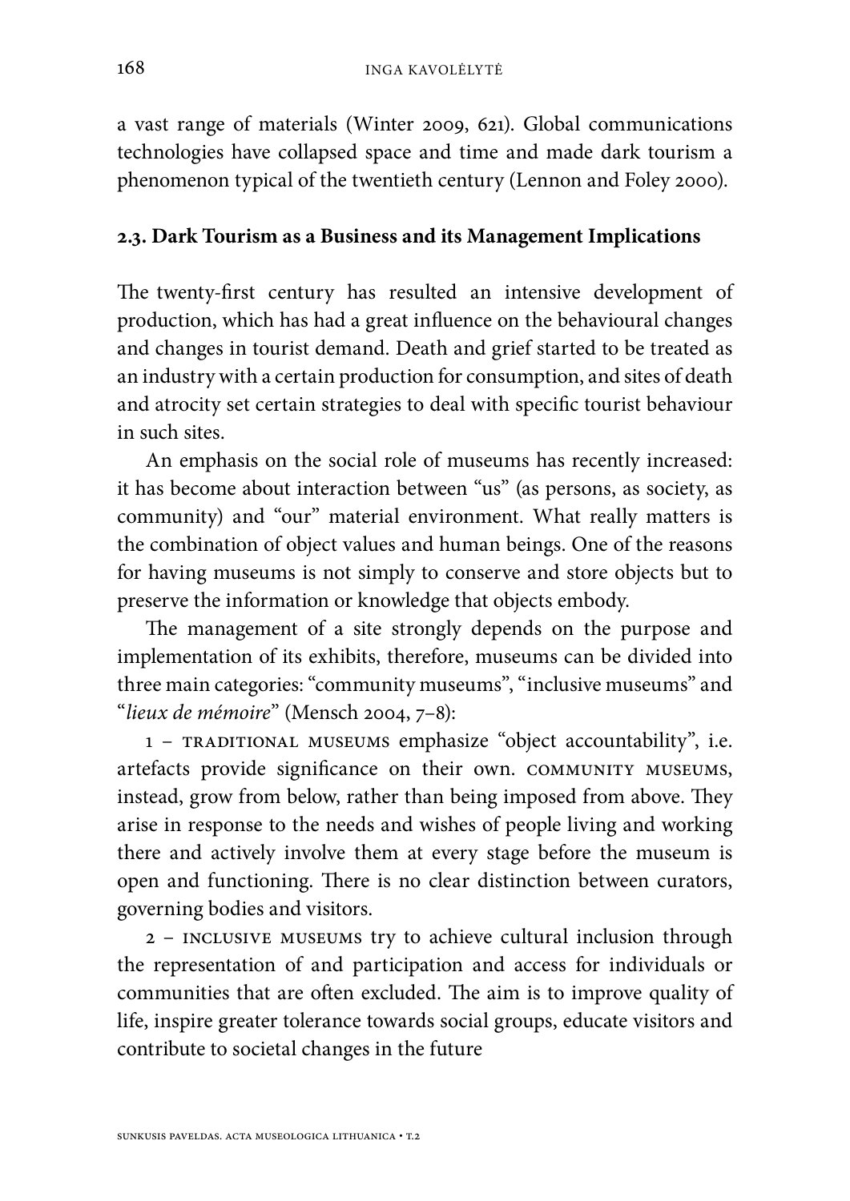a vast range of materials (Winter 2009, 621). Global communications technologies have collapsed space and time and made dark tourism a phenomenon typical of the twentieth century (Lennon and Foley 2000).

### 2.3. Dark Tourism as a Business and its Management Implications

The twenty-first century has resulted an intensive development of production, which has had a great influence on the behavioural changes and changes in tourist demand. Death and grief started to be treated as an industry with a certain production for consumption, and sites of death and atrocity set certain strategies to deal with specific tourist behaviour in such sites.

An emphasis on the social role of museums has recently increased: it has become about interaction between "us" (as persons, as society, as community) and "our" material environment. What really matters is the combination of object values and human beings. One of the reasons for having museums is not simply to conserve and store objects but to preserve the information or knowledge that objects embody.

The management of a site strongly depends on the purpose and implementation of its exhibits, therefore, museums can be divided into three main categories: "community museums", "inclusive museums" and "*lieux de mémoire*" (Mensch 2004, 7–8):

1 – TRADITIONAL MUSEUMS emphasize "object accountability", i.e. artefacts provide significance on their own. COMMUNITY MUSEUMS, instead, grow from below, rather than being imposed from above. They arise in response to the needs and wishes of people living and working there and actively involve them at every stage before the museum is open and functioning. There is no clear distinction between curators, governing bodies and visitors.

2 – INCLUSIVE MUSEUMS try to achieve cultural inclusion through the representation of and participation and access for individuals or communities that are often excluded. The aim is to improve quality of life, inspire greater tolerance towards social groups, educate visitors and contribute to societal changes in the future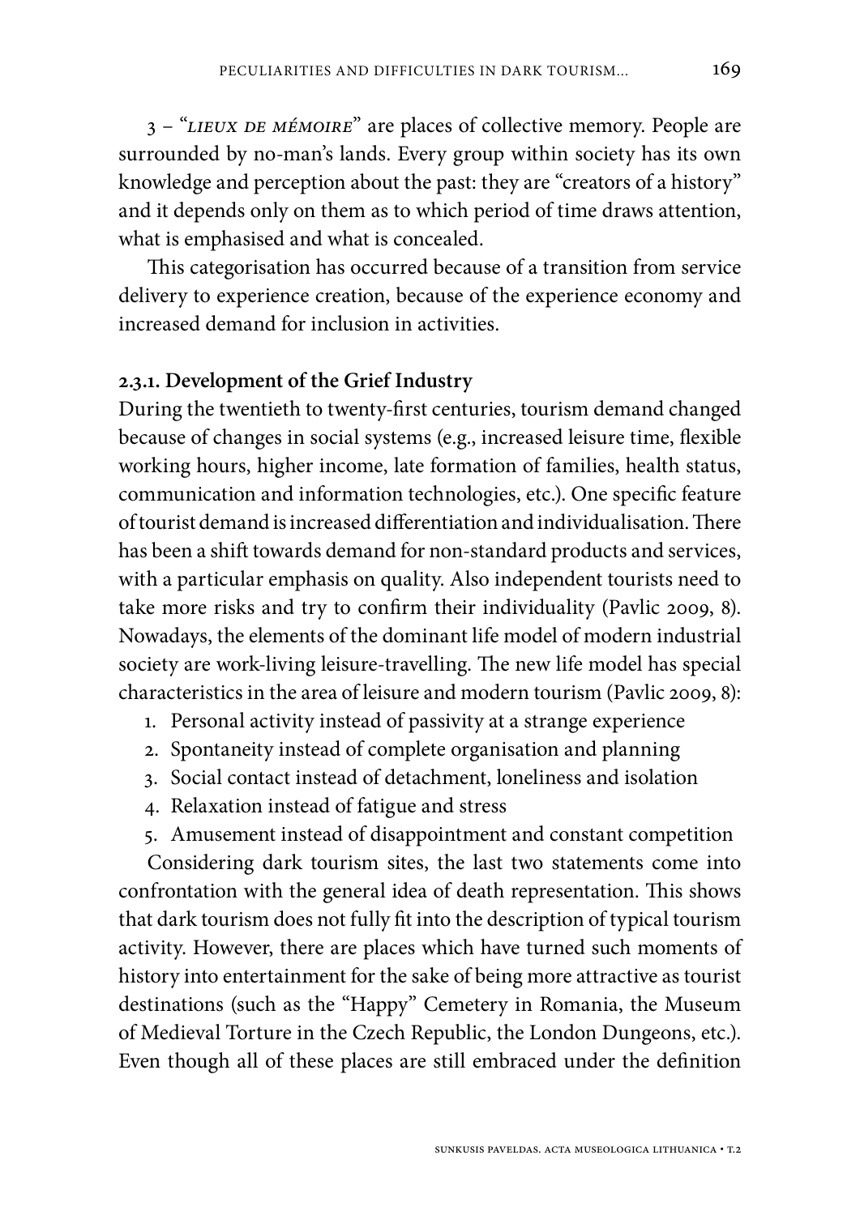3 – "*LIEUX DE MÉMOIRE*" are places of collective memory. People are surrounded by no-man's lands. Every group within society has its own knowledge and perception about the past: they are "creators of a history" and it depends only on them as to which period of time draws attention, what is emphasised and what is concealed.

This categorisation has occurred because of a transition from service delivery to experience creation, because of the experience economy and increased demand for inclusion in activities.

### 2.3.1. Development of the Grief Industry

During the twentieth to twenty-first centuries, tourism demand changed because of changes in social systems (e.g., increased leisure time, flexible working hours, higher income, late formation of families, health status, communication and information technologies, etc.). One specific feature of tourist demand is increased differentiation and individualisation. There has been a shift towards demand for non-standard products and services, with a particular emphasis on quality. Also independent tourists need to take more risks and try to confirm their individuality (Pavlic 2009, 8). Nowadays, the elements of the dominant life model of modern industrial society are work-living leisure-travelling. The new life model has special characteristics in the area of leisure and modern tourism (Pavlic 2009, 8):

1. Personal activity instead of passivity at a strange experience
2. Spontaneity instead of complete organisation and planning
3. Social contact instead of detachment, loneliness and isolation
4. Relaxation instead of fatigue and stress
5. Amusement instead of disappointment and constant competition

Considering dark tourism sites, the last two statements come into confrontation with the general idea of death representation. This shows that dark tourism does not fully fit into the description of typical tourism activity. However, there are places which have turned such moments of history into entertainment for the sake of being more attractive as tourist destinations (such as the "Happy" Cemetery in Romania, the Museum of Medieval Torture in the Czech Republic, the London Dungeons, etc.). Even though all of these places are still embraced under the definition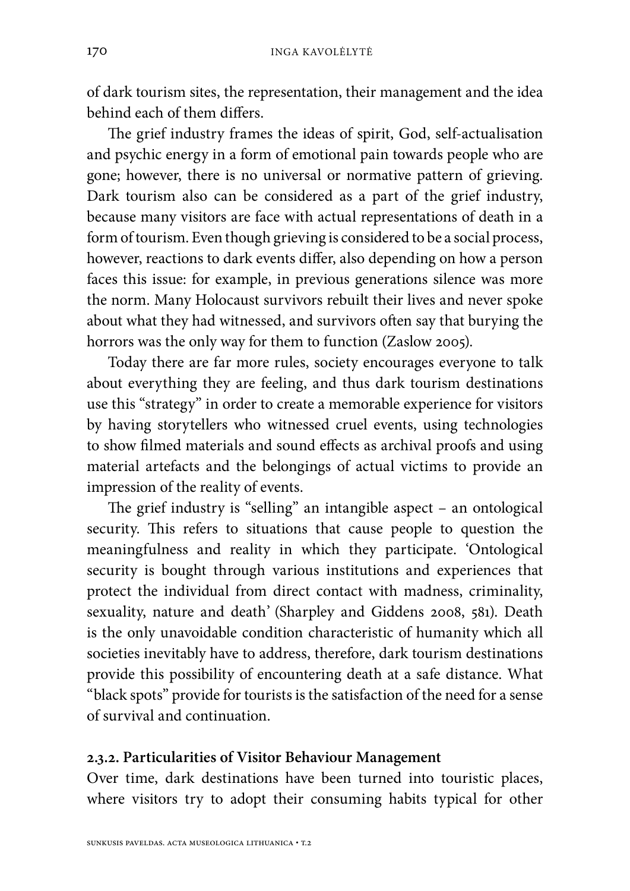of dark tourism sites, the representation, their management and the idea behind each of them differs.

The grief industry frames the ideas of spirit, God, self-actualisation and psychic energy in a form of emotional pain towards people who are gone; however, there is no universal or normative pattern of grieving. Dark tourism also can be considered as a part of the grief industry, because many visitors are face with actual representations of death in a form of tourism. Even though grieving is considered to be a social process, however, reactions to dark events differ, also depending on how a person faces this issue: for example, in previous generations silence was more the norm. Many Holocaust survivors rebuilt their lives and never spoke about what they had witnessed, and survivors often say that burying the horrors was the only way for them to function (Zaslow 2005).

Today there are far more rules, society encourages everyone to talk about everything they are feeling, and thus dark tourism destinations use this "strategy" in order to create a memorable experience for visitors by having storytellers who witnessed cruel events, using technologies to show filmed materials and sound effects as archival proofs and using material artefacts and the belongings of actual victims to provide an impression of the reality of events.

The grief industry is "selling" an intangible aspect – an ontological security. This refers to situations that cause people to question the meaningfulness and reality in which they participate. 'Ontological security is bought through various institutions and experiences that protect the individual from direct contact with madness, criminality, sexuality, nature and death' (Sharpley and Giddens 2008, 581). Death is the only unavoidable condition characteristic of humanity which all societies inevitably have to address, therefore, dark tourism destinations provide this possibility of encountering death at a safe distance. What "black spots" provide for tourists is the satisfaction of the need for a sense of survival and continuation.

### 2.3.2. Particularities of Visitor Behaviour Management

Over time, dark destinations have been turned into touristic places, where visitors try to adopt their consuming habits typical for other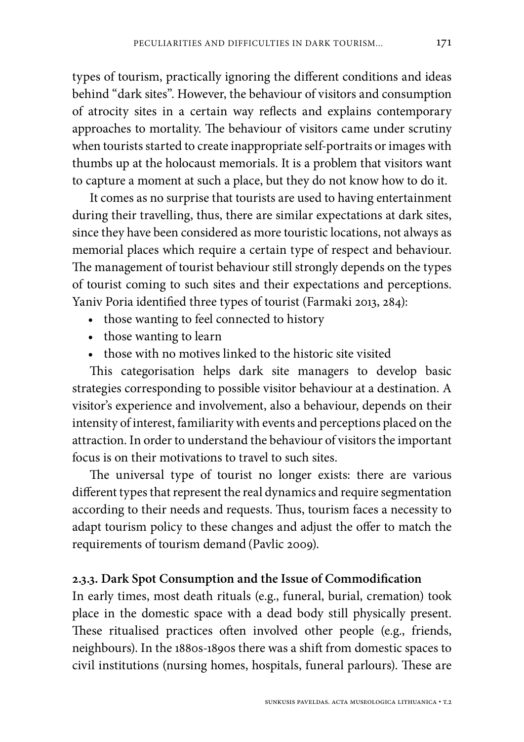types of tourism, practically ignoring the different conditions and ideas behind "dark sites". However, the behaviour of visitors and consumption of atrocity sites in a certain way reflects and explains contemporary approaches to mortality. The behaviour of visitors came under scrutiny when tourists started to create inappropriate self-portraits or images with thumbs up at the holocaust memorials. It is a problem that visitors want to capture a moment at such a place, but they do not know how to do it.

It comes as no surprise that tourists are used to having entertainment during their travelling, thus, there are similar expectations at dark sites, since they have been considered as more touristic locations, not always as memorial places which require a certain type of respect and behaviour. The management of tourist behaviour still strongly depends on the types of tourist coming to such sites and their expectations and perceptions. Yaniv Poria identified three types of tourist (Farmaki 2013, 284):

- those wanting to feel connected to history
- those wanting to learn
- those with no motives linked to the historic site visited

This categorisation helps dark site managers to develop basic strategies corresponding to possible visitor behaviour at a destination. A visitor's experience and involvement, also a behaviour, depends on their intensity of interest, familiarity with events and perceptions placed on the attraction. In order to understand the behaviour of visitors the important focus is on their motivations to travel to such sites.

The universal type of tourist no longer exists: there are various different types that represent the real dynamics and require segmentation according to their needs and requests. Thus, tourism faces a necessity to adapt tourism policy to these changes and adjust the offer to match the requirements of tourism demand (Pavlic 2009).

### 2.3.3. Dark Spot Consumption and the Issue of Commodification

In early times, most death rituals (e.g., funeral, burial, cremation) took place in the domestic space with a dead body still physically present. These ritualised practices often involved other people (e.g., friends, neighbours). In the 1880s-1890s there was a shift from domestic spaces to civil institutions (nursing homes, hospitals, funeral parlours). These are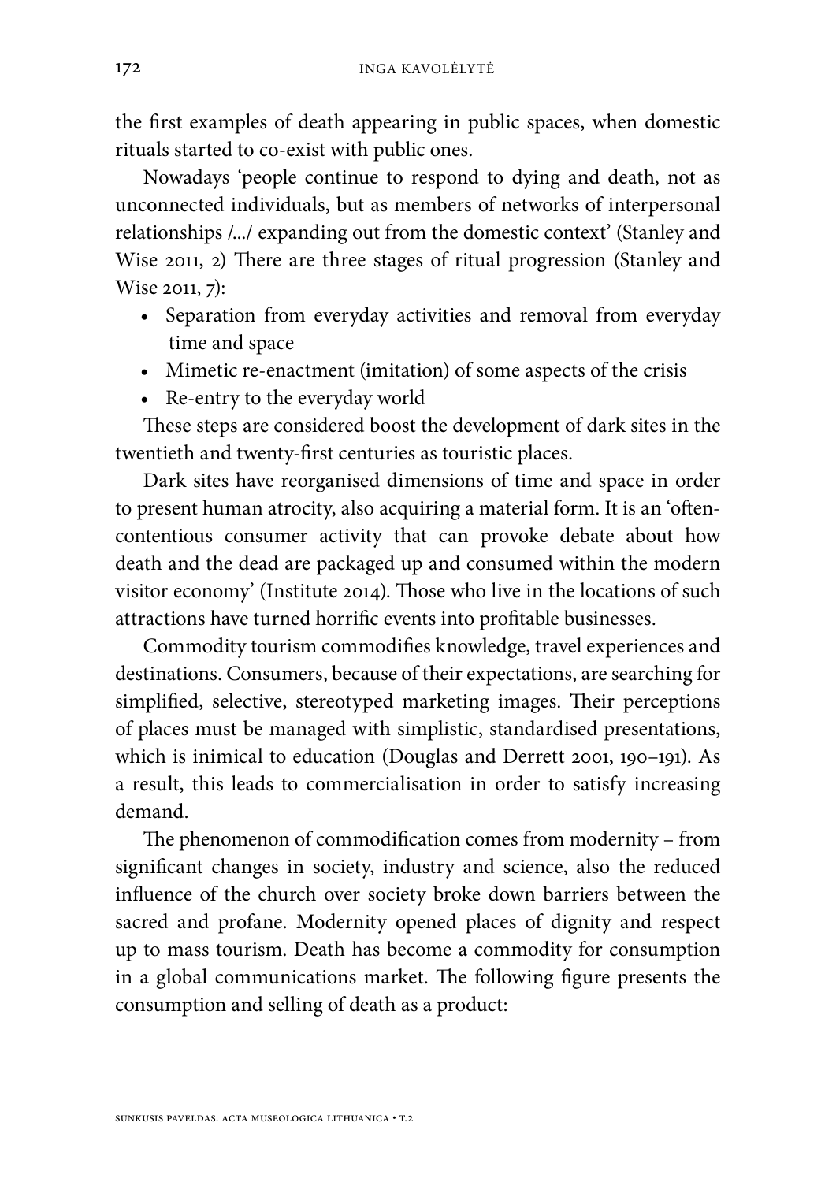the first examples of death appearing in public spaces, when domestic rituals started to co-exist with public ones.

Nowadays 'people continue to respond to dying and death, not as unconnected individuals, but as members of networks of interpersonal relationships /.../ expanding out from the domestic context' (Stanley and Wise 2011, 2) There are three stages of ritual progression (Stanley and Wise 2011, 7):

- Separation from everyday activities and removal from everyday time and space
- Mimetic re-enactment (imitation) of some aspects of the crisis
- Re-entry to the everyday world

These steps are considered boost the development of dark sites in the twentieth and twenty-first centuries as touristic places.

Dark sites have reorganised dimensions of time and space in order to present human atrocity, also acquiring a material form. It is an 'often-contentious consumer activity that can provoke debate about how death and the dead are packaged up and consumed within the modern visitor economy' (Institute 2014). Those who live in the locations of such attractions have turned horrific events into profitable businesses.

Commodity tourism commodifies knowledge, travel experiences and destinations. Consumers, because of their expectations, are searching for simplified, selective, stereotyped marketing images. Their perceptions of places must be managed with simplistic, standardised presentations, which is inimical to education (Douglas and Derrett 2001, 190–191). As a result, this leads to commercialisation in order to satisfy increasing demand.

The phenomenon of commodification comes from modernity – from significant changes in society, industry and science, also the reduced influence of the church over society broke down barriers between the sacred and profane. Modernity opened places of dignity and respect up to mass tourism. Death has become a commodity for consumption in a global communications market. The following figure presents the consumption and selling of death as a product: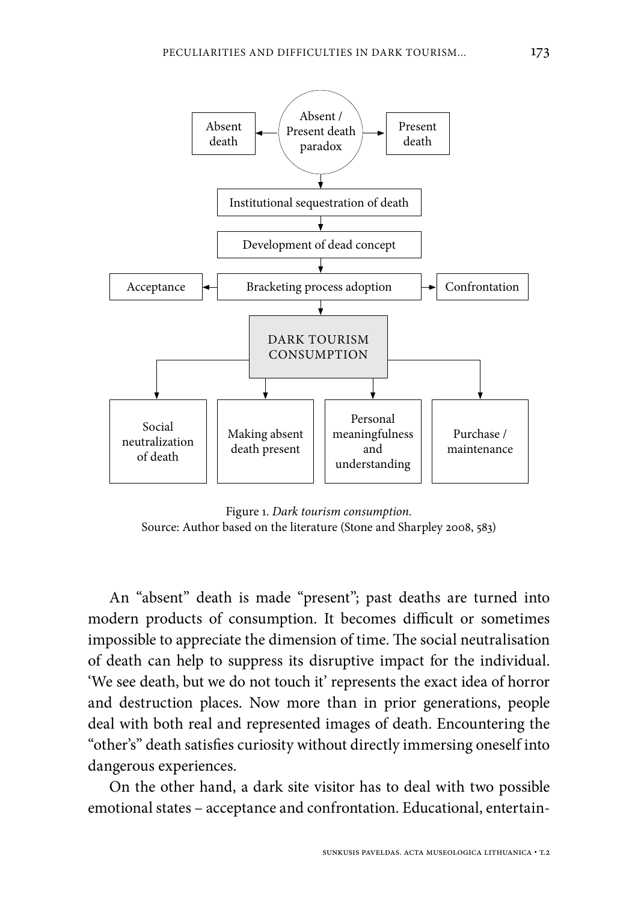Absent death

Absent / Present death paradox

Present death

Institutional sequestration of death

Development of dead concept

Acceptance

Bracketing process adoption

Confrontation

DARK TOURISM CONSUMPTION

Social neutralization of death

Making absent death present

Personal meaningfulness and understanding

Purchase / maintenance

Figure 1. *Dark tourism consumption.*
Source: Author based on the literature (Stone and Sharpley 2008, 583)

An "absent" death is made "present"; past deaths are turned into modern products of consumption. It becomes difficult or sometimes impossible to appreciate the dimension of time. The social neutralisation of death can help to suppress its disruptive impact for the individual. 'We see death, but we do not touch it' represents the exact idea of horror and destruction places. Now more than in prior generations, people deal with both real and represented images of death. Encountering the "other's" death satisfies curiosity without directly immersing oneself into dangerous experiences.

On the other hand, a dark site visitor has to deal with two possible emotional states – acceptance and confrontation. Educational, entertain-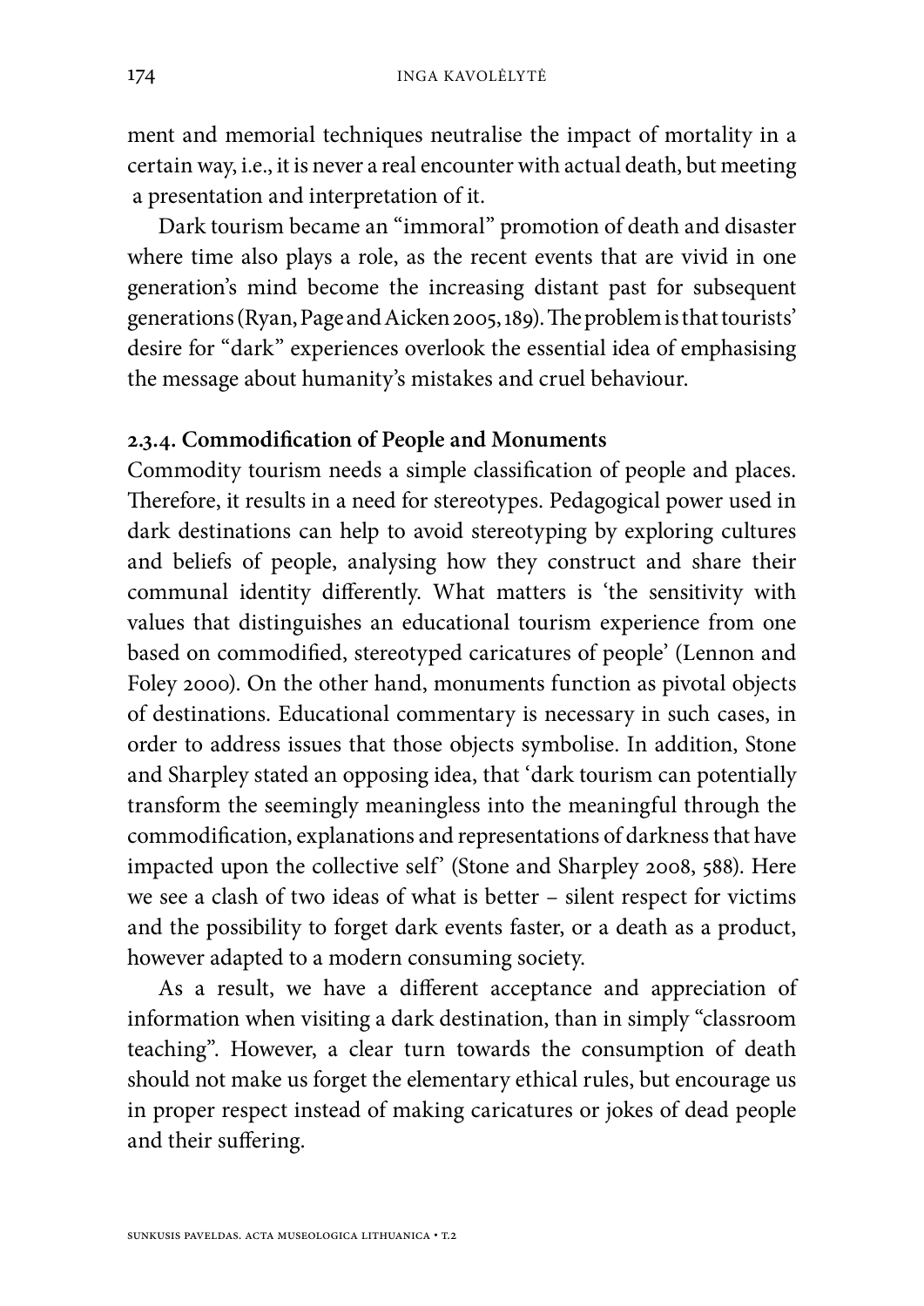ment and memorial techniques neutralise the impact of mortality in a certain way, i.e., it is never a real encounter with actual death, but meeting a presentation and interpretation of it.

Dark tourism became an "immoral" promotion of death and disaster where time also plays a role, as the recent events that are vivid in one generation's mind become the increasing distant past for subsequent generations (Ryan, Page and Aicken 2005, 189). The problem is that tourists' desire for "dark" experiences overlook the essential idea of emphasising the message about humanity's mistakes and cruel behaviour.

### 2.3.4. Commodification of People and Monuments

Commodity tourism needs a simple classification of people and places. Therefore, it results in a need for stereotypes. Pedagogical power used in dark destinations can help to avoid stereotyping by exploring cultures and beliefs of people, analysing how they construct and share their communal identity differently. What matters is 'the sensitivity with values that distinguishes an educational tourism experience from one based on commodified, stereotyped caricatures of people' (Lennon and Foley 2000). On the other hand, monuments function as pivotal objects of destinations. Educational commentary is necessary in such cases, in order to address issues that those objects symbolise. In addition, Stone and Sharpley stated an opposing idea, that 'dark tourism can potentially transform the seemingly meaningless into the meaningful through the commodification, explanations and representations of darkness that have impacted upon the collective self' (Stone and Sharpley 2008, 588). Here we see a clash of two ideas of what is better – silent respect for victims and the possibility to forget dark events faster, or a death as a product, however adapted to a modern consuming society.

As a result, we have a different acceptance and appreciation of information when visiting a dark destination, than in simply "classroom teaching". However, a clear turn towards the consumption of death should not make us forget the elementary ethical rules, but encourage us in proper respect instead of making caricatures or jokes of dead people and their suffering.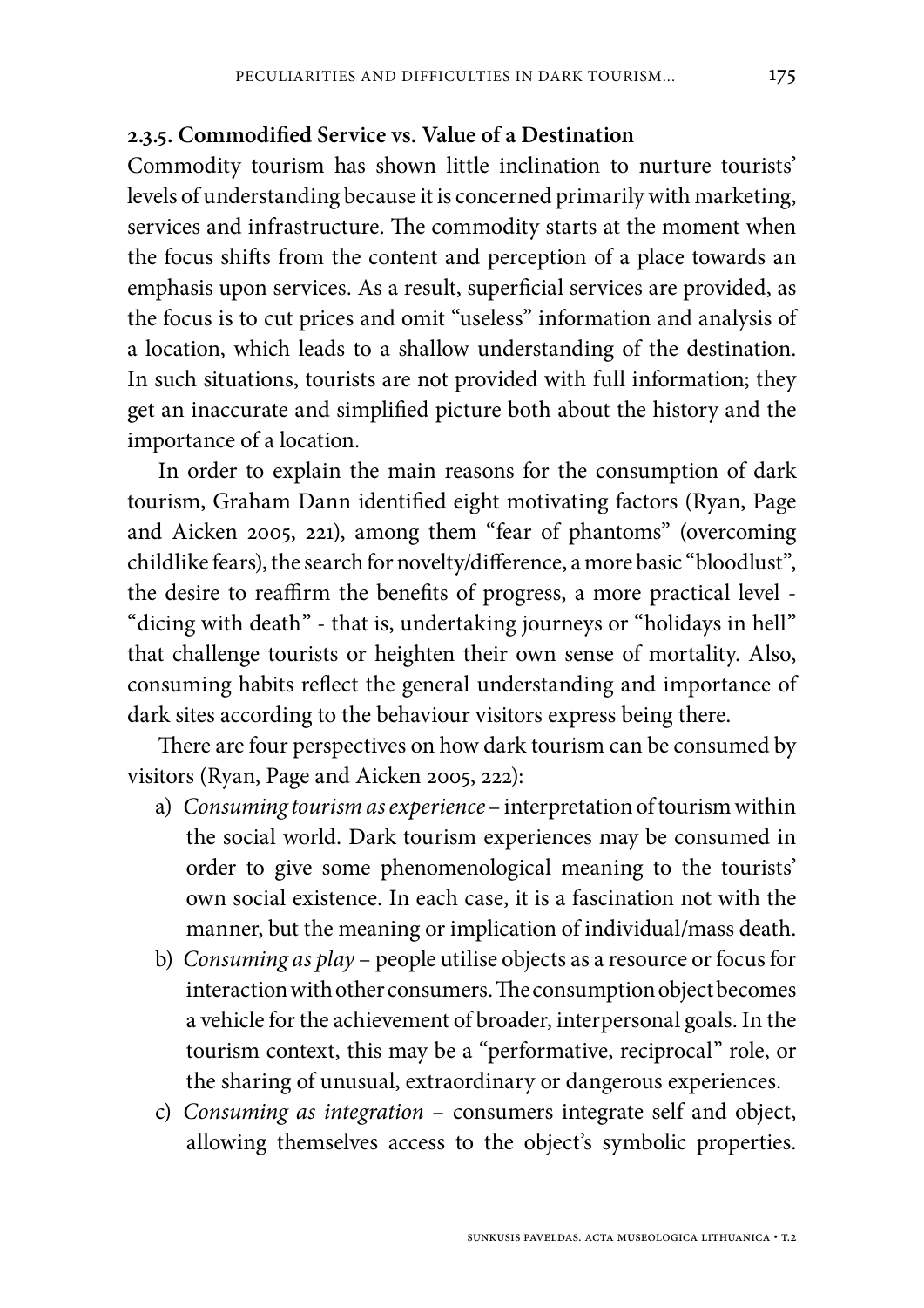**2.3.5. Commodified Service vs. Value of a Destination**

Commodity tourism has shown little inclination to nurture tourists' levels of understanding because it is concerned primarily with marketing, services and infrastructure. The commodity starts at the moment when the focus shifts from the content and perception of a place towards an emphasis upon services. As a result, superficial services are provided, as the focus is to cut prices and omit "useless" information and analysis of a location, which leads to a shallow understanding of the destination. In such situations, tourists are not provided with full information; they get an inaccurate and simplified picture both about the history and the importance of a location.

In order to explain the main reasons for the consumption of dark tourism, Graham Dann identified eight motivating factors (Ryan, Page and Aicken 2005, 221), among them "fear of phantoms" (overcoming childlike fears), the search for novelty/difference, a more basic "bloodlust", the desire to reaffirm the benefits of progress, a more practical level - "dicing with death" - that is, undertaking journeys or "holidays in hell" that challenge tourists or heighten their own sense of mortality. Also, consuming habits reflect the general understanding and importance of dark sites according to the behaviour visitors express being there.

There are four perspectives on how dark tourism can be consumed by visitors (Ryan, Page and Aicken 2005, 222):

a) *Consuming tourism as experience* – interpretation of tourism within the social world. Dark tourism experiences may be consumed in order to give some phenomenological meaning to the tourists' own social existence. In each case, it is a fascination not with the manner, but the meaning or implication of individual/mass death.
b) *Consuming as play* – people utilise objects as a resource or focus for interaction with other consumers. The consumption object becomes a vehicle for the achievement of broader, interpersonal goals. In the tourism context, this may be a "performative, reciprocal" role, or the sharing of unusual, extraordinary or dangerous experiences.
c) *Consuming as integration* – consumers integrate self and object, allowing themselves access to the object's symbolic properties.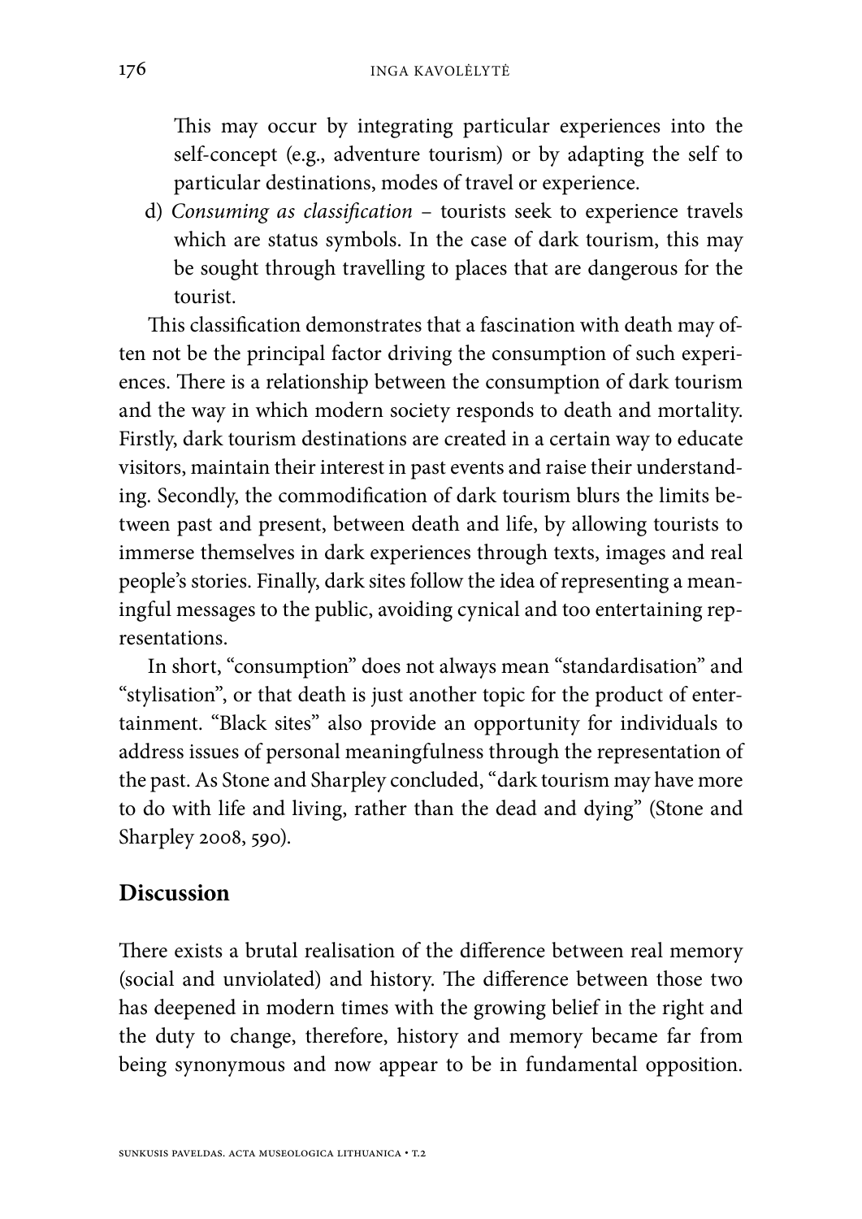This may occur by integrating particular experiences into the self-concept (e.g., adventure tourism) or by adapting the self to particular destinations, modes of travel or experience.

d) *Consuming as classification* – tourists seek to experience travels which are status symbols. In the case of dark tourism, this may be sought through travelling to places that are dangerous for the tourist.

This classification demonstrates that a fascination with death may often not be the principal factor driving the consumption of such experiences. There is a relationship between the consumption of dark tourism and the way in which modern society responds to death and mortality. Firstly, dark tourism destinations are created in a certain way to educate visitors, maintain their interest in past events and raise their understanding. Secondly, the commodification of dark tourism blurs the limits between past and present, between death and life, by allowing tourists to immerse themselves in dark experiences through texts, images and real people's stories. Finally, dark sites follow the idea of representing a meaningful messages to the public, avoiding cynical and too entertaining representations.

In short, "consumption" does not always mean "standardisation" and "stylisation", or that death is just another topic for the product of entertainment. "Black sites" also provide an opportunity for individuals to address issues of personal meaningfulness through the representation of the past. As Stone and Sharpley concluded, "dark tourism may have more to do with life and living, rather than the dead and dying" (Stone and Sharpley 2008, 590).

## Discussion

There exists a brutal realisation of the difference between real memory (social and unviolated) and history. The difference between those two has deepened in modern times with the growing belief in the right and the duty to change, therefore, history and memory became far from being synonymous and now appear to be in fundamental opposition.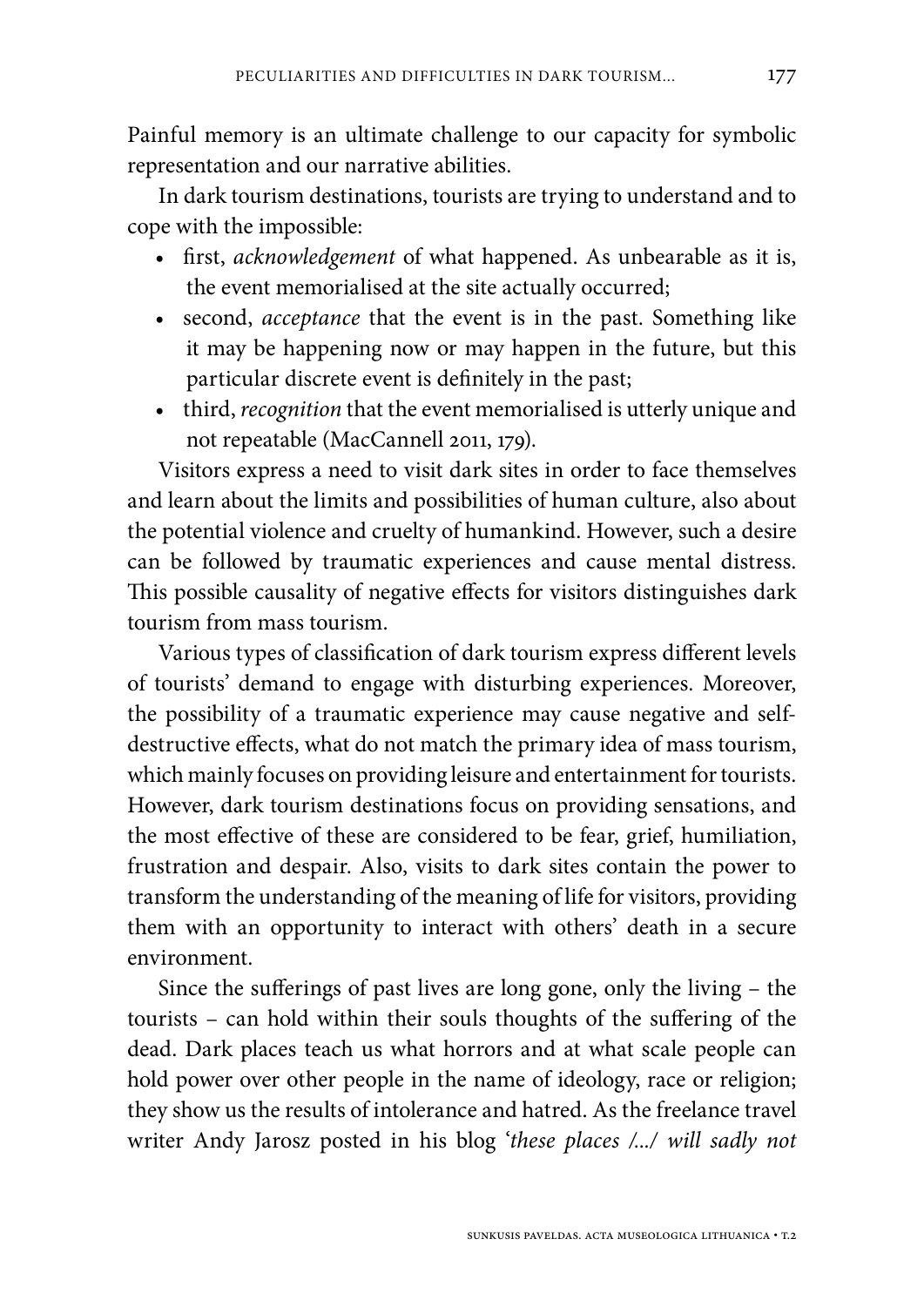Painful memory is an ultimate challenge to our capacity for symbolic representation and our narrative abilities.

In dark tourism destinations, tourists are trying to understand and to cope with the impossible:

- first, *acknowledgement* of what happened. As unbearable as it is, the event memorialised at the site actually occurred;
- second, *acceptance* that the event is in the past. Something like it may be happening now or may happen in the future, but this particular discrete event is definitely in the past;
- third, *recognition* that the event memorialised is utterly unique and not repeatable (MacCannell 2011, 179).

Visitors express a need to visit dark sites in order to face themselves and learn about the limits and possibilities of human culture, also about the potential violence and cruelty of humankind. However, such a desire can be followed by traumatic experiences and cause mental distress. This possible causality of negative effects for visitors distinguishes dark tourism from mass tourism.

Various types of classification of dark tourism express different levels of tourists' demand to engage with disturbing experiences. Moreover, the possibility of a traumatic experience may cause negative and self-destructive effects, what do not match the primary idea of mass tourism, which mainly focuses on providing leisure and entertainment for tourists. However, dark tourism destinations focus on providing sensations, and the most effective of these are considered to be fear, grief, humiliation, frustration and despair. Also, visits to dark sites contain the power to transform the understanding of the meaning of life for visitors, providing them with an opportunity to interact with others' death in a secure environment.

Since the sufferings of past lives are long gone, only the living – the tourists – can hold within their souls thoughts of the suffering of the dead. Dark places teach us what horrors and at what scale people can hold power over other people in the name of ideology, race or religion; they show us the results of intolerance and hatred. As the freelance travel writer Andy Jarosz posted in his blog '*these places /.../ will sadly not*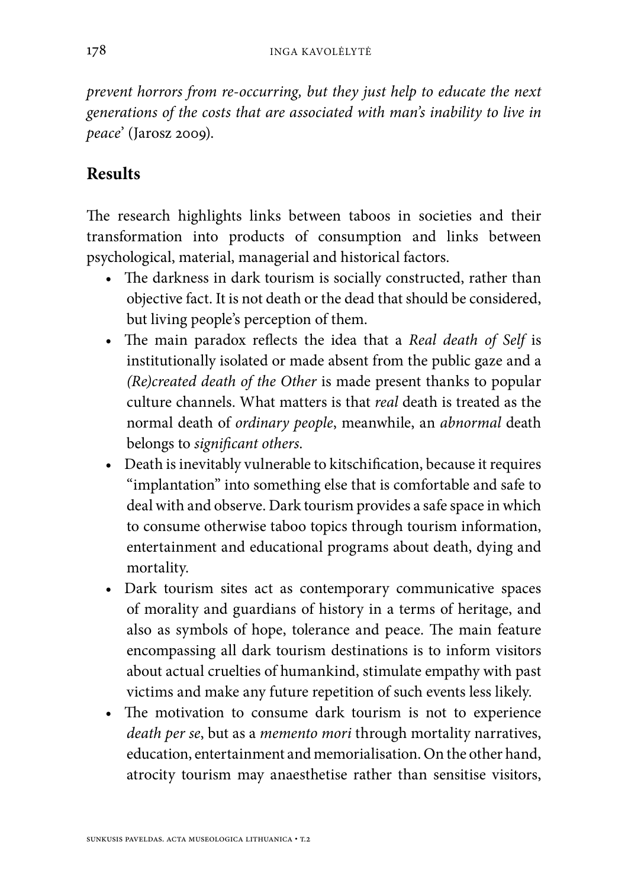*prevent horrors from re-occurring, but they just help to educate the next generations of the costs that are associated with man's inability to live in peace*' (Jarosz 2009).

## Results

The research highlights links between taboos in societies and their transformation into products of consumption and links between psychological, material, managerial and historical factors.

- The darkness in dark tourism is socially constructed, rather than objective fact. It is not death or the dead that should be considered, but living people's perception of them.
- The main paradox reflects the idea that a *Real death of Self* is institutionally isolated or made absent from the public gaze and a *(Re)created death of the Other* is made present thanks to popular culture channels. What matters is that *real* death is treated as the normal death of *ordinary people*, meanwhile, an *abnormal* death belongs to *significant others*.
- Death is inevitably vulnerable to kitschification, because it requires "implantation" into something else that is comfortable and safe to deal with and observe. Dark tourism provides a safe space in which to consume otherwise taboo topics through tourism information, entertainment and educational programs about death, dying and mortality.
- Dark tourism sites act as contemporary communicative spaces of morality and guardians of history in a terms of heritage, and also as symbols of hope, tolerance and peace. The main feature encompassing all dark tourism destinations is to inform visitors about actual cruelties of humankind, stimulate empathy with past victims and make any future repetition of such events less likely.
- The motivation to consume dark tourism is not to experience *death per se*, but as a *memento mori* through mortality narratives, education, entertainment and memorialisation. On the other hand, atrocity tourism may anaesthetise rather than sensitise visitors,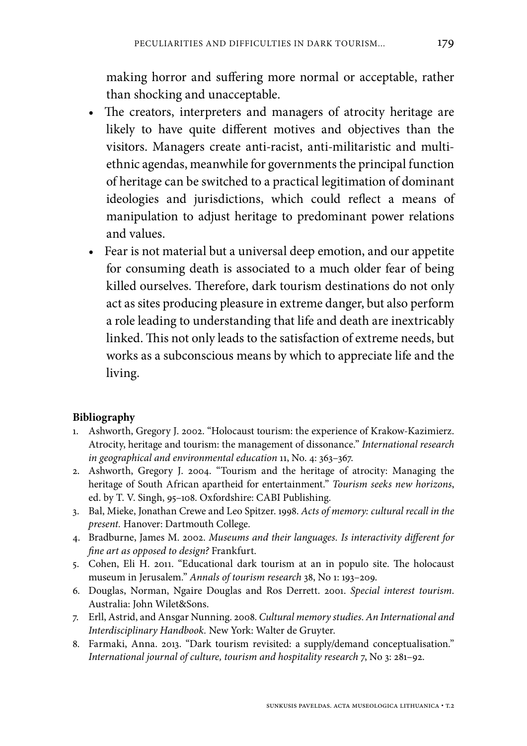making horror and suffering more normal or acceptable, rather than shocking and unacceptable.

- The creators, interpreters and managers of atrocity heritage are likely to have quite different motives and objectives than the visitors. Managers create anti-racist, anti-militaristic and multi-ethnic agendas, meanwhile for governments the principal function of heritage can be switched to a practical legitimation of dominant ideologies and jurisdictions, which could reflect a means of manipulation to adjust heritage to predominant power relations and values.
- Fear is not material but a universal deep emotion, and our appetite for consuming death is associated to a much older fear of being killed ourselves. Therefore, dark tourism destinations do not only act as sites producing pleasure in extreme danger, but also perform a role leading to understanding that life and death are inextricably linked. This not only leads to the satisfaction of extreme needs, but works as a subconscious means by which to appreciate life and the living.

**Bibliography**

1. Ashworth, Gregory J. 2002. "Holocaust tourism: the experience of Krakow-Kazimierz. Atrocity, heritage and tourism: the management of dissonance." *International research in geographical and environmental education* 11, No. 4: 363–367.
2. Ashworth, Gregory J. 2004. "Tourism and the heritage of atrocity: Managing the heritage of South African apartheid for entertainment." *Tourism seeks new horizons*, ed. by T. V. Singh, 95–108. Oxfordshire: CABI Publishing.
3. Bal, Mieke, Jonathan Crewe and Leo Spitzer. 1998. *Acts of memory: cultural recall in the present.* Hanover: Dartmouth College.
4. Bradburne, James M. 2002. *Museums and their languages. Is interactivity different for fine art as opposed to design?* Frankfurt.
5. Cohen, Eli H. 2011. "Educational dark tourism at an in populo site. The holocaust museum in Jerusalem." *Annals of tourism research* 38, No 1: 193–209.
6. Douglas, Norman, Ngaire Douglas and Ros Derrett. 2001. *Special interest tourism*. Australia: John Wilet&Sons.
7. Erll, Astrid, and Ansgar Nunning. 2008. *Cultural memory studies. An International and Interdisciplinary Handbook.* New York: Walter de Gruyter.
8. Farmaki, Anna. 2013. "Dark tourism revisited: a supply/demand conceptualisation." *International journal of culture, tourism and hospitality research* 7, No 3: 281–92.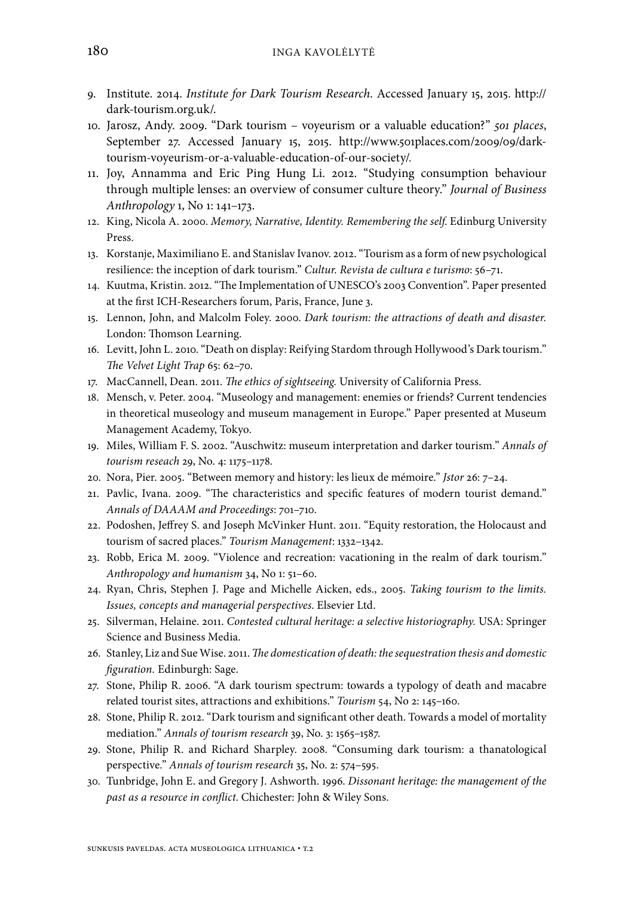9. Institute. 2014. *Institute for Dark Tourism Research*. Accessed January 15, 2015. http://dark-tourism.org.uk/.
10. Jarosz, Andy. 2009. "Dark tourism – voyeurism or a valuable education?" *501 places*, September 27. Accessed January 15, 2015. http://www.501places.com/2009/09/dark-tourism-voyeurism-or-a-valuable-education-of-our-society/.
11. Joy, Annamma and Eric Ping Hung Li. 2012. "Studying consumption behaviour through multiple lenses: an overview of consumer culture theory." *Journal of Business Anthropology* 1, No 1: 141–173.
12. King, Nicola A. 2000. *Memory, Narrative, Identity. Remembering the self.* Edinburg University Press.
13. Korstanje, Maximiliano E. and Stanislav Ivanov. 2012. "Tourism as a form of new psychological resilience: the inception of dark tourism." *Cultur. Revista de cultura e turismo*: 56–71.
14. Kuutma, Kristin. 2012. "The Implementation of UNESCO's 2003 Convention". Paper presented at the first ICH-Researchers forum, Paris, France, June 3.
15. Lennon, John, and Malcolm Foley. 2000. *Dark tourism: the attractions of death and disaster.* London: Thomson Learning.
16. Levitt, John L. 2010. "Death on display: Reifying Stardom through Hollywood's Dark tourism." *The Velvet Light Trap* 65: 62–70.
17. MacCannell, Dean. 2011. *The ethics of sightseeing.* University of California Press.
18. Mensch, v. Peter. 2004. "Museology and management: enemies or friends? Current tendencies in theoretical museology and museum management in Europe." Paper presented at Museum Management Academy, Tokyo.
19. Miles, William F. S. 2002. "Auschwitz: museum interpretation and darker tourism." *Annals of tourism reseach* 29, No. 4: 1175–1178.
20. Nora, Pier. 2005. "Between memory and history: les lieux de mémoire." *Jstor* 26: 7–24.
21. Pavlic, Ivana. 2009. "The characteristics and specific features of modern tourist demand." *Annals of DAAAM and Proceedings*: 701–710.
22. Podoshen, Jeffrey S. and Joseph McVinker Hunt. 2011. "Equity restoration, the Holocaust and tourism of sacred places." *Tourism Management*: 1332–1342.
23. Robb, Erica M. 2009. "Violence and recreation: vacationing in the realm of dark tourism." *Anthropology and humanism* 34, No 1: 51–60.
24. Ryan, Chris, Stephen J. Page and Michelle Aicken, eds., 2005. *Taking tourism to the limits. Issues, concepts and managerial perspectives.* Elsevier Ltd.
25. Silverman, Helaine. 2011. *Contested cultural heritage: a selective historiography.* USA: Springer Science and Business Media.
26. Stanley, Liz and Sue Wise. 2011. *The domestication of death: the sequestration thesis and domestic figuration.* Edinburgh: Sage.
27. Stone, Philip R. 2006. "A dark tourism spectrum: towards a typology of death and macabre related tourist sites, attractions and exhibitions." *Tourism* 54, No 2: 145–160.
28. Stone, Philip R. 2012. "Dark tourism and significant other death. Towards a model of mortality mediation." *Annals of tourism research* 39, No. 3: 1565–1587.
29. Stone, Philip R. and Richard Sharpley. 2008. "Consuming dark tourism: a thanatological perspective." *Annals of tourism research* 35, No. 2: 574–595.
30. Tunbridge, John E. and Gregory J. Ashworth. 1996. *Dissonant heritage: the management of the past as a resource in conflict*. Chichester: John & Wiley Sons.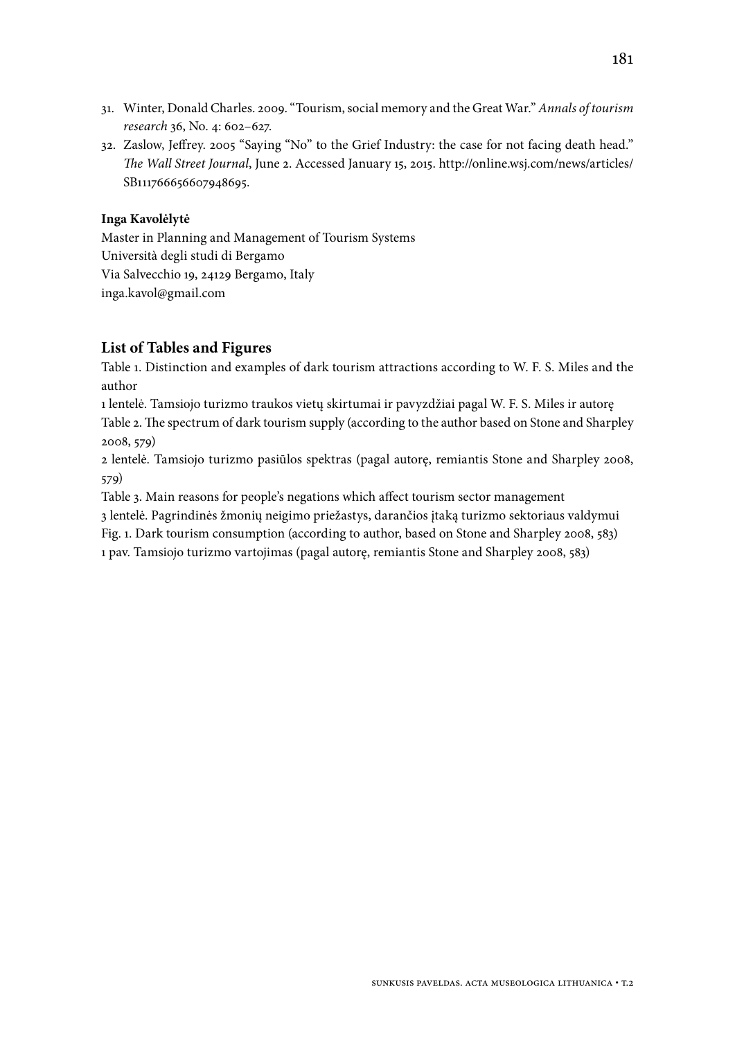31. Winter, Donald Charles. 2009. "Tourism, social memory and the Great War." *Annals of tourism research* 36, No. 4: 602–627.
32. Zaslow, Jeffrey. 2005 "Saying "No" to the Grief Industry: the case for not facing death head." *The Wall Street Journal*, June 2. Accessed January 15, 2015. http://online.wsj.com/news/articles/SB111766656607948695.

**Inga Kavolėlytė**
Master in Planning and Management of Tourism Systems
Università degli studi di Bergamo
Via Salvecchio 19, 24129 Bergamo, Italy
inga.kavol@gmail.com

## List of Tables and Figures

Table 1. Distinction and examples of dark tourism attractions according to W. F. S. Miles and the author

1 lentelė. Tamsiojo turizmo traukos vietų skirtumai ir pavyzdžiai pagal W. F. S. Miles ir autorę

Table 2. The spectrum of dark tourism supply (according to the author based on Stone and Sharpley 2008, 579)

2 lentelė. Tamsiojo turizmo pasiūlos spektras (pagal autorę, remiantis Stone and Sharpley 2008, 579)

Table 3. Main reasons for people's negations which affect tourism sector management

3 lentelė. Pagrindinės žmonių neigimo priežastys, darančios įtaką turizmo sektoriaus valdymui

Fig. 1. Dark tourism consumption (according to author, based on Stone and Sharpley 2008, 583)

1 pav. Tamsiojo turizmo vartojimas (pagal autorę, remiantis Stone and Sharpley 2008, 583)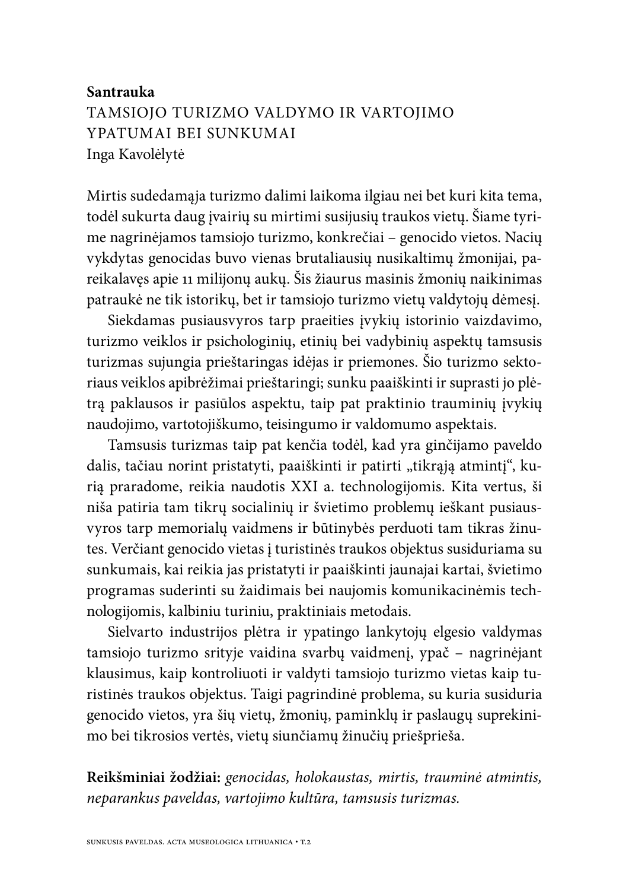**Santrauka**

TAMSIOJO TURIZMO VALDYMO IR VARTOJIMO YPATUMAI BEI SUNKUMAI

Inga Kavolėlytė

Mirtis sudedamąja turizmo dalimi laikoma ilgiau nei bet kuri kita tema, todėl sukurta daug įvairių su mirtimi susijusių traukos vietų. Šiame tyrime nagrinėjamos tamsiojo turizmo, konkrečiai – genocido vietos. Nacių vykdytas genocidas buvo vienas brutaliausių nusikaltimų žmonijai, pareikalavęs apie 11 milijonų aukų. Šis žiaurus masinis žmonių naikinimas patraukė ne tik istorikų, bet ir tamsiojo turizmo vietų valdytojų dėmesį.

Siekdamas pusiausvyros tarp praeities įvykių istorinio vaizdavimo, turizmo veiklos ir psichologinių, etinių bei vadybinių aspektų tamsusis turizmas sujungia prieštaringas idėjas ir priemones. Šio turizmo sektoriaus veiklos apibrėžimai prieštaringi; sunku paaiškinti ir suprasti jo plėtrą paklausos ir pasiūlos aspektu, taip pat praktinio trauminių įvykių naudojimo, vartotojiškumo, teisingumo ir valdomumo aspektais.

Tamsusis turizmas taip pat kenčia todėl, kad yra ginčijamo paveldo dalis, tačiau norint pristatyti, paaiškinti ir patirti „tikrąją atmintį“, kurią praradome, reikia naudotis XXI a. technologijomis. Kita vertus, ši niša patiria tam tikrų socialinių ir švietimo problemų ieškant pusiausvyros tarp memorialų vaidmens ir būtinybės perduoti tam tikras žinutes. Verčiant genocido vietas į turistinės traukos objektus susiduriama su sunkumais, kai reikia jas pristatyti ir paaiškinti jaunajai kartai, švietimo programas suderinti su žaidimais bei naujomis komunikacinėmis technologijomis, kalbiniu turiniu, praktiniais metodais.

Sielvarto industrijos plėtra ir ypatingo lankytojų elgesio valdymas tamsiojo turizmo srityje vaidina svarbų vaidmenį, ypač – nagrinėjant klausimus, kaip kontroliuoti ir valdyti tamsiojo turizmo vietas kaip turistinės traukos objektus. Taigi pagrindinė problema, su kuria susiduria genocido vietos, yra šių vietų, žmonių, paminklų ir paslaugų suprekinimo bei tikrosios vertės, vietų siunčiamų žinučių priešpriešа.

**Reikšminiai žodžiai:** *genocidas, holokaustas, mirtis, trauminė atmintis, neparankus paveldas, vartojimo kultūra, tamsusis turizmas.*